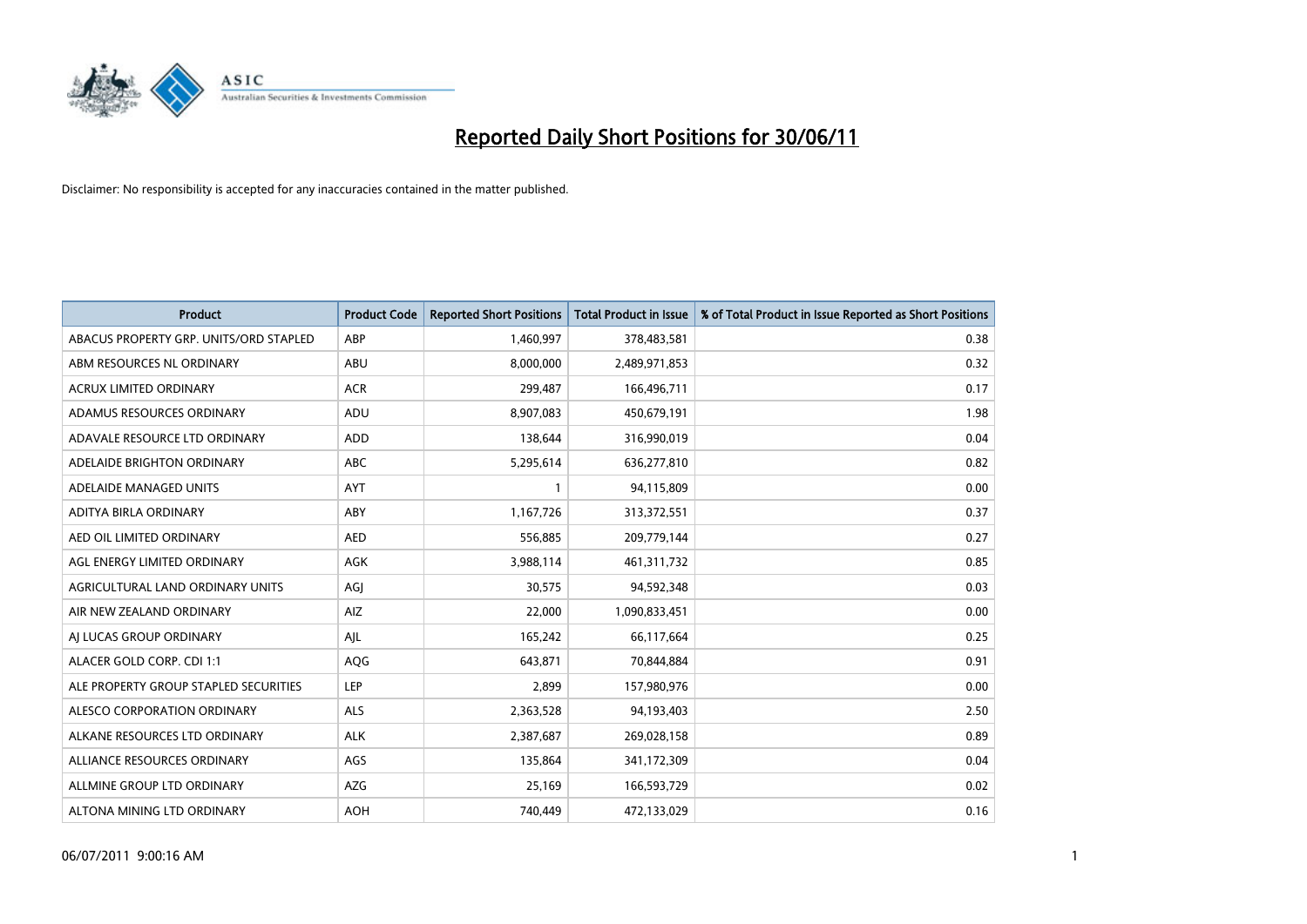# Reported Daily Short Positions for 30/06/11

Disclaimer: No responsibility is accepted for any inaccuracies contained in the matter published.

| Product | Product Code | Reported Short Positions | Total Product in Issue | % of Total Product in Issue Reported as Short Positions |
|---|---|---|---|---|
| ABACUS PROPERTY GRP. UNITS/ORD STAPLED | ABP | 1,460,997 | 378,483,581 | 0.38 |
| ABM RESOURCES NL ORDINARY | ABU | 8,000,000 | 2,489,971,853 | 0.32 |
| ACRUX LIMITED ORDINARY | ACR | 299,487 | 166,496,711 | 0.17 |
| ADAMUS RESOURCES ORDINARY | ADU | 8,907,083 | 450,679,191 | 1.98 |
| ADAVALE RESOURCE LTD ORDINARY | ADD | 138,644 | 316,990,019 | 0.04 |
| ADELAIDE BRIGHTON ORDINARY | ABC | 5,295,614 | 636,277,810 | 0.82 |
| ADELAIDE MANAGED UNITS | AYT | 1 | 94,115,809 | 0.00 |
| ADITYA BIRLA ORDINARY | ABY | 1,167,726 | 313,372,551 | 0.37 |
| AED OIL LIMITED ORDINARY | AED | 556,885 | 209,779,144 | 0.27 |
| AGL ENERGY LIMITED ORDINARY | AGK | 3,988,114 | 461,311,732 | 0.85 |
| AGRICULTURAL LAND ORDINARY UNITS | AGJ | 30,575 | 94,592,348 | 0.03 |
| AIR NEW ZEALAND ORDINARY | AIZ | 22,000 | 1,090,833,451 | 0.00 |
| AJ LUCAS GROUP ORDINARY | AJL | 165,242 | 66,117,664 | 0.25 |
| ALACER GOLD CORP. CDI 1:1 | AQG | 643,871 | 70,844,884 | 0.91 |
| ALE PROPERTY GROUP STAPLED SECURITIES | LEP | 2,899 | 157,980,976 | 0.00 |
| ALESCO CORPORATION ORDINARY | ALS | 2,363,528 | 94,193,403 | 2.50 |
| ALKANE RESOURCES LTD ORDINARY | ALK | 2,387,687 | 269,028,158 | 0.89 |
| ALLIANCE RESOURCES ORDINARY | AGS | 135,864 | 341,172,309 | 0.04 |
| ALLMINE GROUP LTD ORDINARY | AZG | 25,169 | 166,593,729 | 0.02 |
| ALTONA MINING LTD ORDINARY | AOH | 740,449 | 472,133,029 | 0.16 |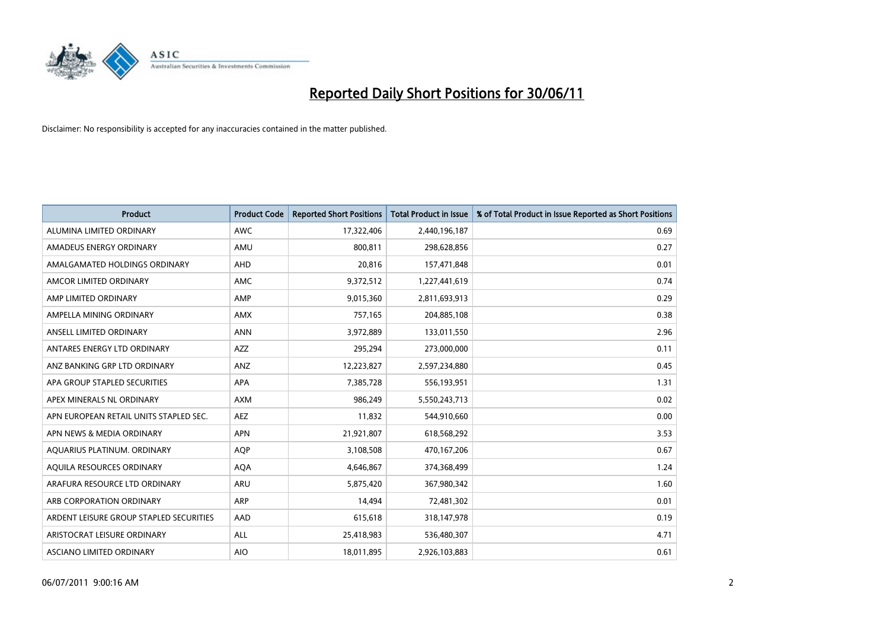# Reported Daily Short Positions for 30/06/11

Disclaimer: No responsibility is accepted for any inaccuracies contained in the matter published.

| Product | Product Code | Reported Short Positions | Total Product in Issue | % of Total Product in Issue Reported as Short Positions |
|---|---|---|---|---|
| ALUMINA LIMITED ORDINARY | AWC | 17,322,406 | 2,440,196,187 | 0.69 |
| AMADEUS ENERGY ORDINARY | AMU | 800,811 | 298,628,856 | 0.27 |
| AMALGAMATED HOLDINGS ORDINARY | AHD | 20,816 | 157,471,848 | 0.01 |
| AMCOR LIMITED ORDINARY | AMC | 9,372,512 | 1,227,441,619 | 0.74 |
| AMP LIMITED ORDINARY | AMP | 9,015,360 | 2,811,693,913 | 0.29 |
| AMPELLA MINING ORDINARY | AMX | 757,165 | 204,885,108 | 0.38 |
| ANSELL LIMITED ORDINARY | ANN | 3,972,889 | 133,011,550 | 2.96 |
| ANTARES ENERGY LTD ORDINARY | AZZ | 295,294 | 273,000,000 | 0.11 |
| ANZ BANKING GRP LTD ORDINARY | ANZ | 12,223,827 | 2,597,234,880 | 0.45 |
| APA GROUP STAPLED SECURITIES | APA | 7,385,728 | 556,193,951 | 1.31 |
| APEX MINERALS NL ORDINARY | AXM | 986,249 | 5,550,243,713 | 0.02 |
| APN EUROPEAN RETAIL UNITS STAPLED SEC. | AEZ | 11,832 | 544,910,660 | 0.00 |
| APN NEWS & MEDIA ORDINARY | APN | 21,921,807 | 618,568,292 | 3.53 |
| AQUARIUS PLATINUM. ORDINARY | AQP | 3,108,508 | 470,167,206 | 0.67 |
| AQUILA RESOURCES ORDINARY | AQA | 4,646,867 | 374,368,499 | 1.24 |
| ARAFURA RESOURCE LTD ORDINARY | ARU | 5,875,420 | 367,980,342 | 1.60 |
| ARB CORPORATION ORDINARY | ARP | 14,494 | 72,481,302 | 0.01 |
| ARDENT LEISURE GROUP STAPLED SECURITIES | AAD | 615,618 | 318,147,978 | 0.19 |
| ARISTOCRAT LEISURE ORDINARY | ALL | 25,418,983 | 536,480,307 | 4.71 |
| ASCIANO LIMITED ORDINARY | AIO | 18,011,895 | 2,926,103,883 | 0.61 |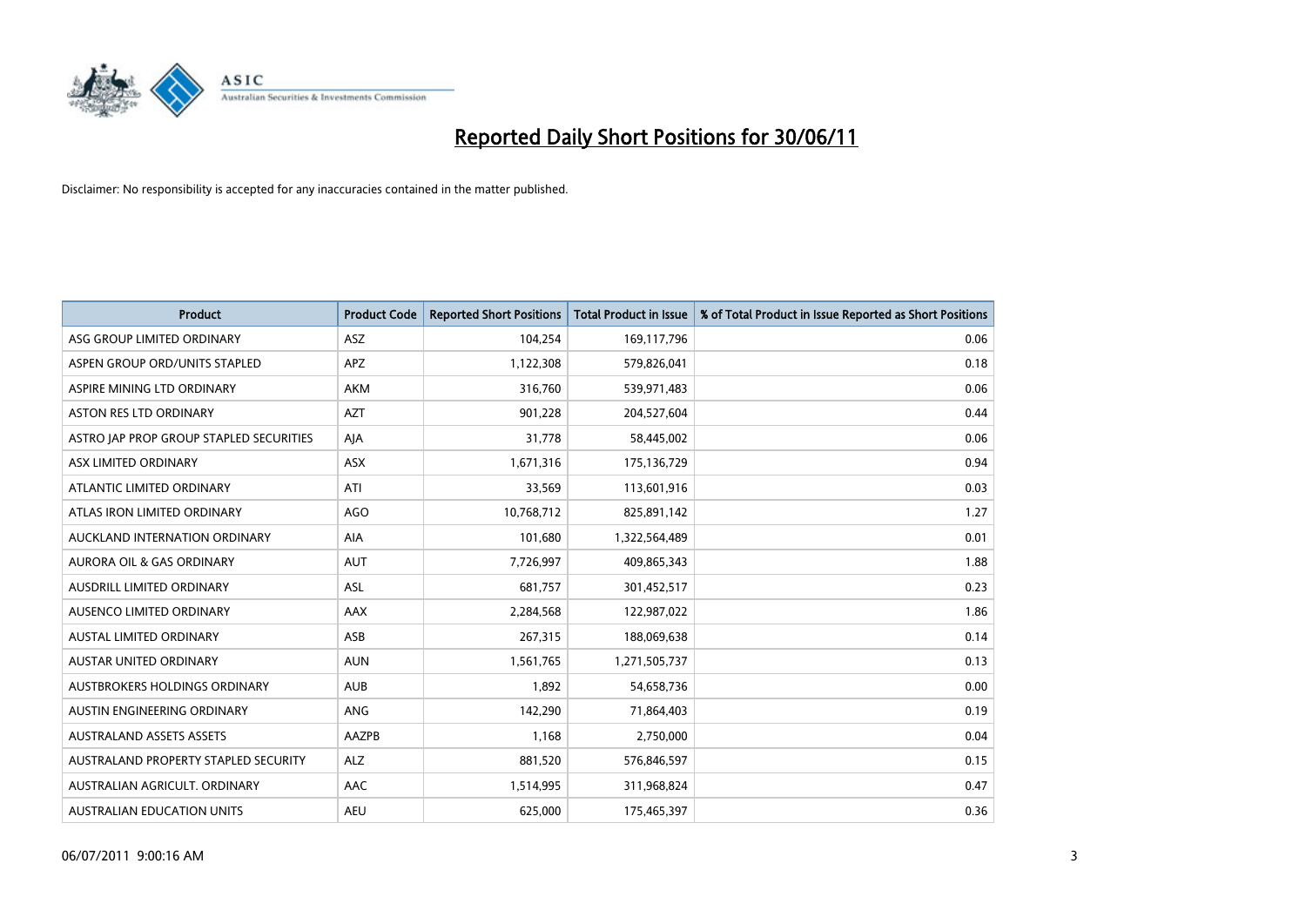# Reported Daily Short Positions for 30/06/11

Disclaimer: No responsibility is accepted for any inaccuracies contained in the matter published.

| Product | Product Code | Reported Short Positions | Total Product in Issue | % of Total Product in Issue Reported as Short Positions |
|---|---|---|---|---|
| ASG GROUP LIMITED ORDINARY | ASZ | 104,254 | 169,117,796 | 0.06 |
| ASPEN GROUP ORD/UNITS STAPLED | APZ | 1,122,308 | 579,826,041 | 0.18 |
| ASPIRE MINING LTD ORDINARY | AKM | 316,760 | 539,971,483 | 0.06 |
| ASTON RES LTD ORDINARY | AZT | 901,228 | 204,527,604 | 0.44 |
| ASTRO JAP PROP GROUP STAPLED SECURITIES | AJA | 31,778 | 58,445,002 | 0.06 |
| ASX LIMITED ORDINARY | ASX | 1,671,316 | 175,136,729 | 0.94 |
| ATLANTIC LIMITED ORDINARY | ATI | 33,569 | 113,601,916 | 0.03 |
| ATLAS IRON LIMITED ORDINARY | AGO | 10,768,712 | 825,891,142 | 1.27 |
| AUCKLAND INTERNATION ORDINARY | AIA | 101,680 | 1,322,564,489 | 0.01 |
| AURORA OIL & GAS ORDINARY | AUT | 7,726,997 | 409,865,343 | 1.88 |
| AUSDRILL LIMITED ORDINARY | ASL | 681,757 | 301,452,517 | 0.23 |
| AUSENCO LIMITED ORDINARY | AAX | 2,284,568 | 122,987,022 | 1.86 |
| AUSTAL LIMITED ORDINARY | ASB | 267,315 | 188,069,638 | 0.14 |
| AUSTAR UNITED ORDINARY | AUN | 1,561,765 | 1,271,505,737 | 0.13 |
| AUSTBROKERS HOLDINGS ORDINARY | AUB | 1,892 | 54,658,736 | 0.00 |
| AUSTIN ENGINEERING ORDINARY | ANG | 142,290 | 71,864,403 | 0.19 |
| AUSTRALAND ASSETS ASSETS | AAZPB | 1,168 | 2,750,000 | 0.04 |
| AUSTRALAND PROPERTY STAPLED SECURITY | ALZ | 881,520 | 576,846,597 | 0.15 |
| AUSTRALIAN AGRICULT. ORDINARY | AAC | 1,514,995 | 311,968,824 | 0.47 |
| AUSTRALIAN EDUCATION UNITS | AEU | 625,000 | 175,465,397 | 0.36 |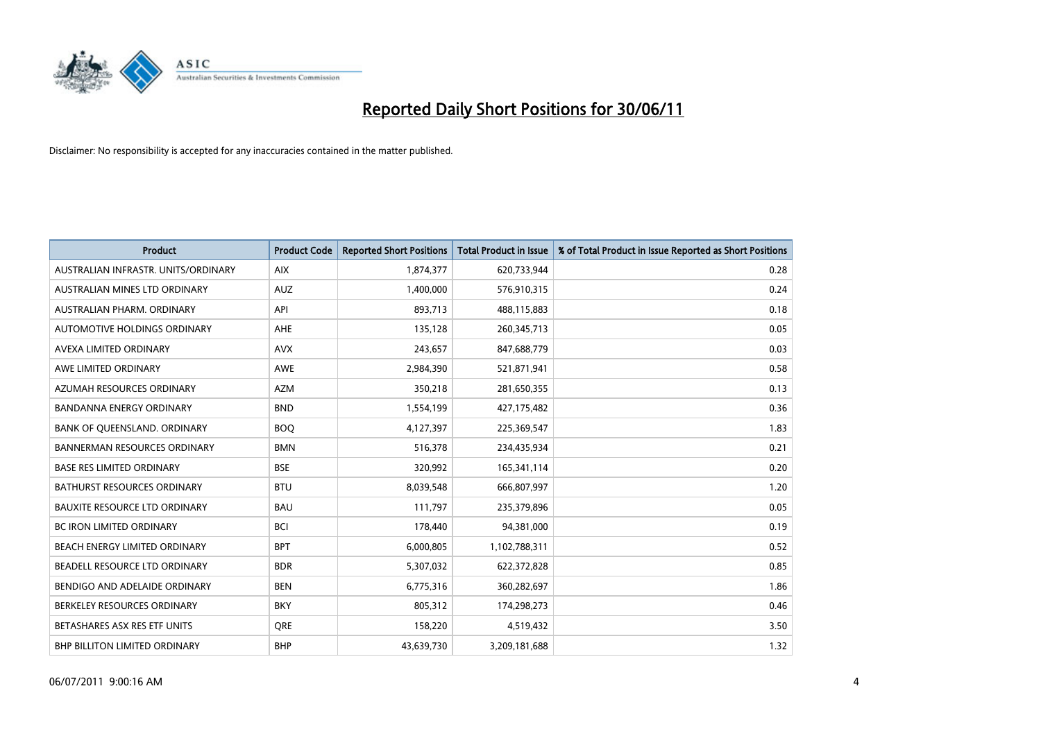# Reported Daily Short Positions for 30/06/11

Disclaimer: No responsibility is accepted for any inaccuracies contained in the matter published.

| Product | Product Code | Reported Short Positions | Total Product in Issue | % of Total Product in Issue Reported as Short Positions |
|---|---|---|---|---|
| AUSTRALIAN INFRASTR. UNITS/ORDINARY | AIX | 1,874,377 | 620,733,944 | 0.28 |
| AUSTRALIAN MINES LTD ORDINARY | AUZ | 1,400,000 | 576,910,315 | 0.24 |
| AUSTRALIAN PHARM. ORDINARY | API | 893,713 | 488,115,883 | 0.18 |
| AUTOMOTIVE HOLDINGS ORDINARY | AHE | 135,128 | 260,345,713 | 0.05 |
| AVEXA LIMITED ORDINARY | AVX | 243,657 | 847,688,779 | 0.03 |
| AWE LIMITED ORDINARY | AWE | 2,984,390 | 521,871,941 | 0.58 |
| AZUMAH RESOURCES ORDINARY | AZM | 350,218 | 281,650,355 | 0.13 |
| BANDANNA ENERGY ORDINARY | BND | 1,554,199 | 427,175,482 | 0.36 |
| BANK OF QUEENSLAND. ORDINARY | BOQ | 4,127,397 | 225,369,547 | 1.83 |
| BANNERMAN RESOURCES ORDINARY | BMN | 516,378 | 234,435,934 | 0.21 |
| BASE RES LIMITED ORDINARY | BSE | 320,992 | 165,341,114 | 0.20 |
| BATHURST RESOURCES ORDINARY | BTU | 8,039,548 | 666,807,997 | 1.20 |
| BAUXITE RESOURCE LTD ORDINARY | BAU | 111,797 | 235,379,896 | 0.05 |
| BC IRON LIMITED ORDINARY | BCI | 178,440 | 94,381,000 | 0.19 |
| BEACH ENERGY LIMITED ORDINARY | BPT | 6,000,805 | 1,102,788,311 | 0.52 |
| BEADELL RESOURCE LTD ORDINARY | BDR | 5,307,032 | 622,372,828 | 0.85 |
| BENDIGO AND ADELAIDE ORDINARY | BEN | 6,775,316 | 360,282,697 | 1.86 |
| BERKELEY RESOURCES ORDINARY | BKY | 805,312 | 174,298,273 | 0.46 |
| BETASHARES ASX RES ETF UNITS | QRE | 158,220 | 4,519,432 | 3.50 |
| BHP BILLITON LIMITED ORDINARY | BHP | 43,639,730 | 3,209,181,688 | 1.32 |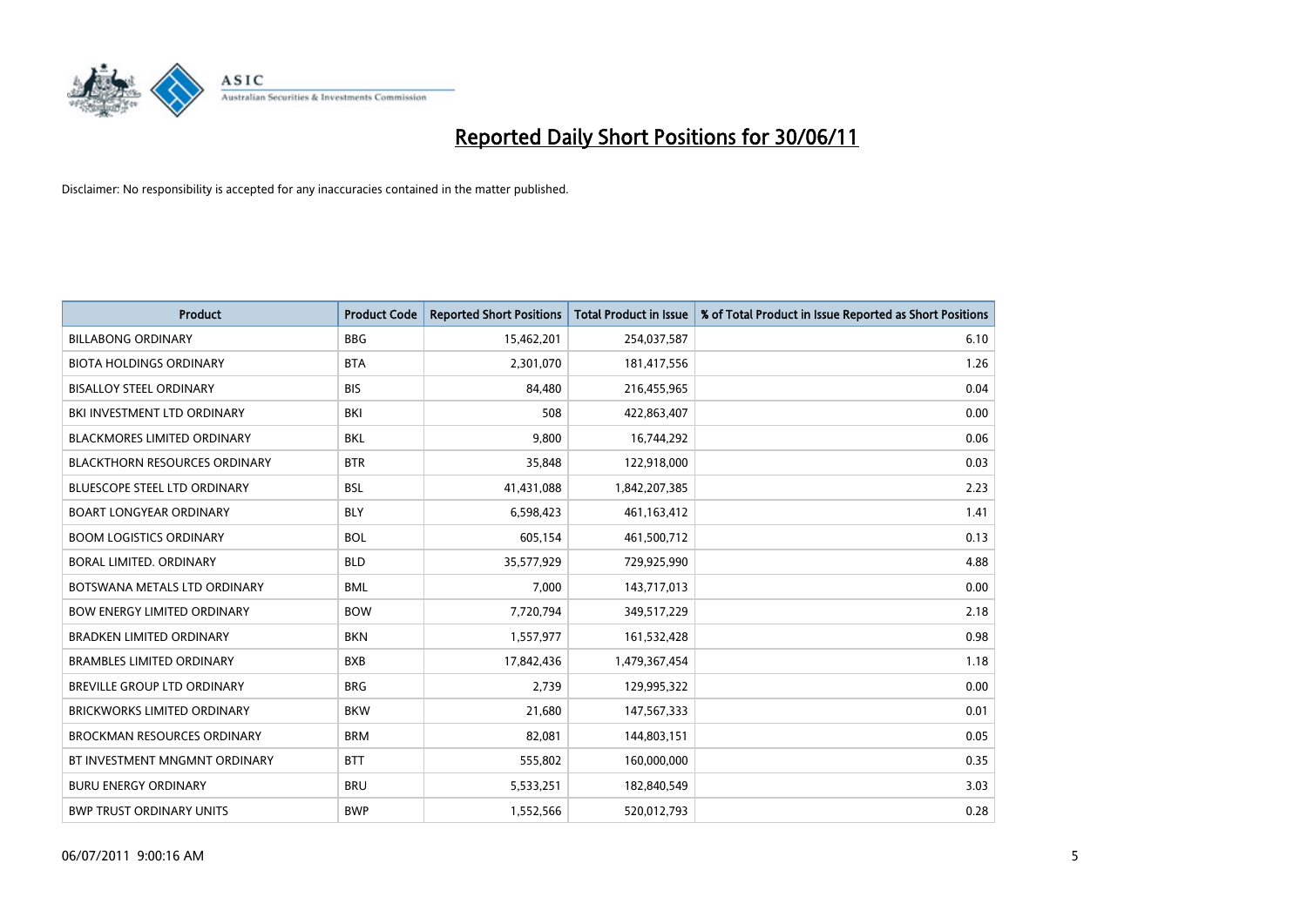# Reported Daily Short Positions for 30/06/11

Disclaimer: No responsibility is accepted for any inaccuracies contained in the matter published.

| Product | Product Code | Reported Short Positions | Total Product in Issue | % of Total Product in Issue Reported as Short Positions |
|---|---|---|---|---|
| BILLABONG ORDINARY | BBG | 15,462,201 | 254,037,587 | 6.10 |
| BIOTA HOLDINGS ORDINARY | BTA | 2,301,070 | 181,417,556 | 1.26 |
| BISALLOY STEEL ORDINARY | BIS | 84,480 | 216,455,965 | 0.04 |
| BKI INVESTMENT LTD ORDINARY | BKI | 508 | 422,863,407 | 0.00 |
| BLACKMORES LIMITED ORDINARY | BKL | 9,800 | 16,744,292 | 0.06 |
| BLACKTHORN RESOURCES ORDINARY | BTR | 35,848 | 122,918,000 | 0.03 |
| BLUESCOPE STEEL LTD ORDINARY | BSL | 41,431,088 | 1,842,207,385 | 2.23 |
| BOART LONGYEAR ORDINARY | BLY | 6,598,423 | 461,163,412 | 1.41 |
| BOOM LOGISTICS ORDINARY | BOL | 605,154 | 461,500,712 | 0.13 |
| BORAL LIMITED. ORDINARY | BLD | 35,577,929 | 729,925,990 | 4.88 |
| BOTSWANA METALS LTD ORDINARY | BML | 7,000 | 143,717,013 | 0.00 |
| BOW ENERGY LIMITED ORDINARY | BOW | 7,720,794 | 349,517,229 | 2.18 |
| BRADKEN LIMITED ORDINARY | BKN | 1,557,977 | 161,532,428 | 0.98 |
| BRAMBLES LIMITED ORDINARY | BXB | 17,842,436 | 1,479,367,454 | 1.18 |
| BREVILLE GROUP LTD ORDINARY | BRG | 2,739 | 129,995,322 | 0.00 |
| BRICKWORKS LIMITED ORDINARY | BKW | 21,680 | 147,567,333 | 0.01 |
| BROCKMAN RESOURCES ORDINARY | BRM | 82,081 | 144,803,151 | 0.05 |
| BT INVESTMENT MNGMNT ORDINARY | BTT | 555,802 | 160,000,000 | 0.35 |
| BURU ENERGY ORDINARY | BRU | 5,533,251 | 182,840,549 | 3.03 |
| BWP TRUST ORDINARY UNITS | BWP | 1,552,566 | 520,012,793 | 0.28 |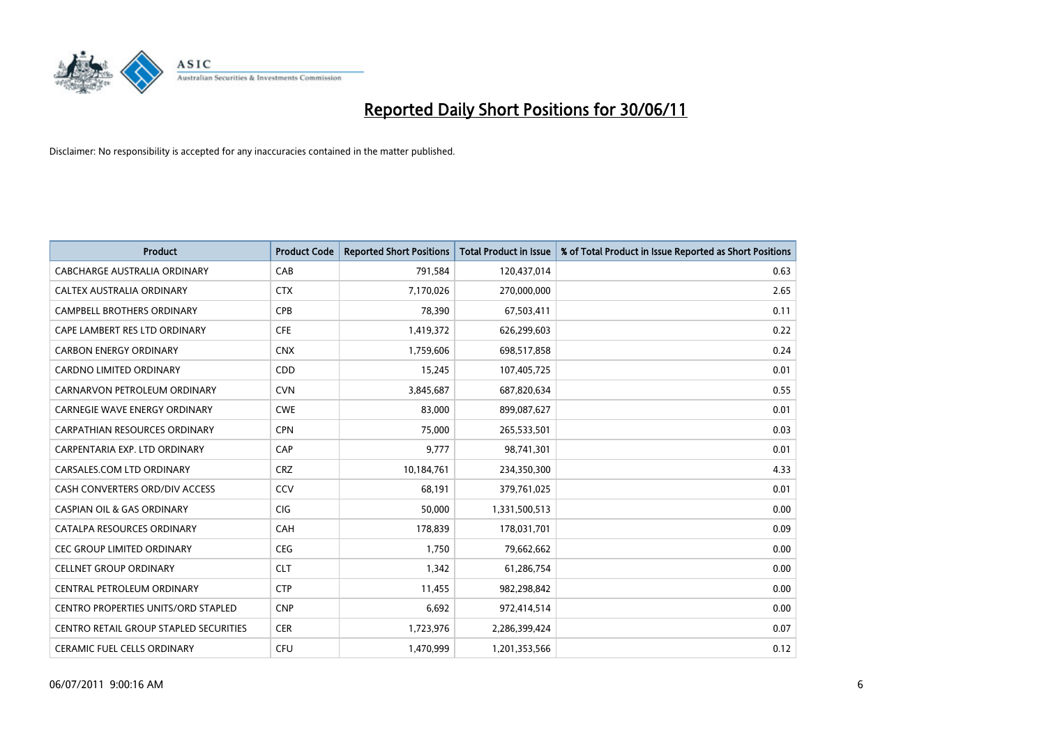# Reported Daily Short Positions for 30/06/11

Disclaimer: No responsibility is accepted for any inaccuracies contained in the matter published.

| Product | Product Code | Reported Short Positions | Total Product in Issue | % of Total Product in Issue Reported as Short Positions |
|---|---|---|---|---|
| CABCHARGE AUSTRALIA ORDINARY | CAB | 791,584 | 120,437,014 | 0.63 |
| CALTEX AUSTRALIA ORDINARY | CTX | 7,170,026 | 270,000,000 | 2.65 |
| CAMPBELL BROTHERS ORDINARY | CPB | 78,390 | 67,503,411 | 0.11 |
| CAPE LAMBERT RES LTD ORDINARY | CFE | 1,419,372 | 626,299,603 | 0.22 |
| CARBON ENERGY ORDINARY | CNX | 1,759,606 | 698,517,858 | 0.24 |
| CARDNO LIMITED ORDINARY | CDD | 15,245 | 107,405,725 | 0.01 |
| CARNARVON PETROLEUM ORDINARY | CVN | 3,845,687 | 687,820,634 | 0.55 |
| CARNEGIE WAVE ENERGY ORDINARY | CWE | 83,000 | 899,087,627 | 0.01 |
| CARPATHIAN RESOURCES ORDINARY | CPN | 75,000 | 265,533,501 | 0.03 |
| CARPENTARIA EXP. LTD ORDINARY | CAP | 9,777 | 98,741,301 | 0.01 |
| CARSALES.COM LTD ORDINARY | CRZ | 10,184,761 | 234,350,300 | 4.33 |
| CASH CONVERTERS ORD/DIV ACCESS | CCV | 68,191 | 379,761,025 | 0.01 |
| CASPIAN OIL & GAS ORDINARY | CIG | 50,000 | 1,331,500,513 | 0.00 |
| CATALPA RESOURCES ORDINARY | CAH | 178,839 | 178,031,701 | 0.09 |
| CEC GROUP LIMITED ORDINARY | CEG | 1,750 | 79,662,662 | 0.00 |
| CELLNET GROUP ORDINARY | CLT | 1,342 | 61,286,754 | 0.00 |
| CENTRAL PETROLEUM ORDINARY | CTP | 11,455 | 982,298,842 | 0.00 |
| CENTRO PROPERTIES UNITS/ORD STAPLED | CNP | 6,692 | 972,414,514 | 0.00 |
| CENTRO RETAIL GROUP STAPLED SECURITIES | CER | 1,723,976 | 2,286,399,424 | 0.07 |
| CERAMIC FUEL CELLS ORDINARY | CFU | 1,470,999 | 1,201,353,566 | 0.12 |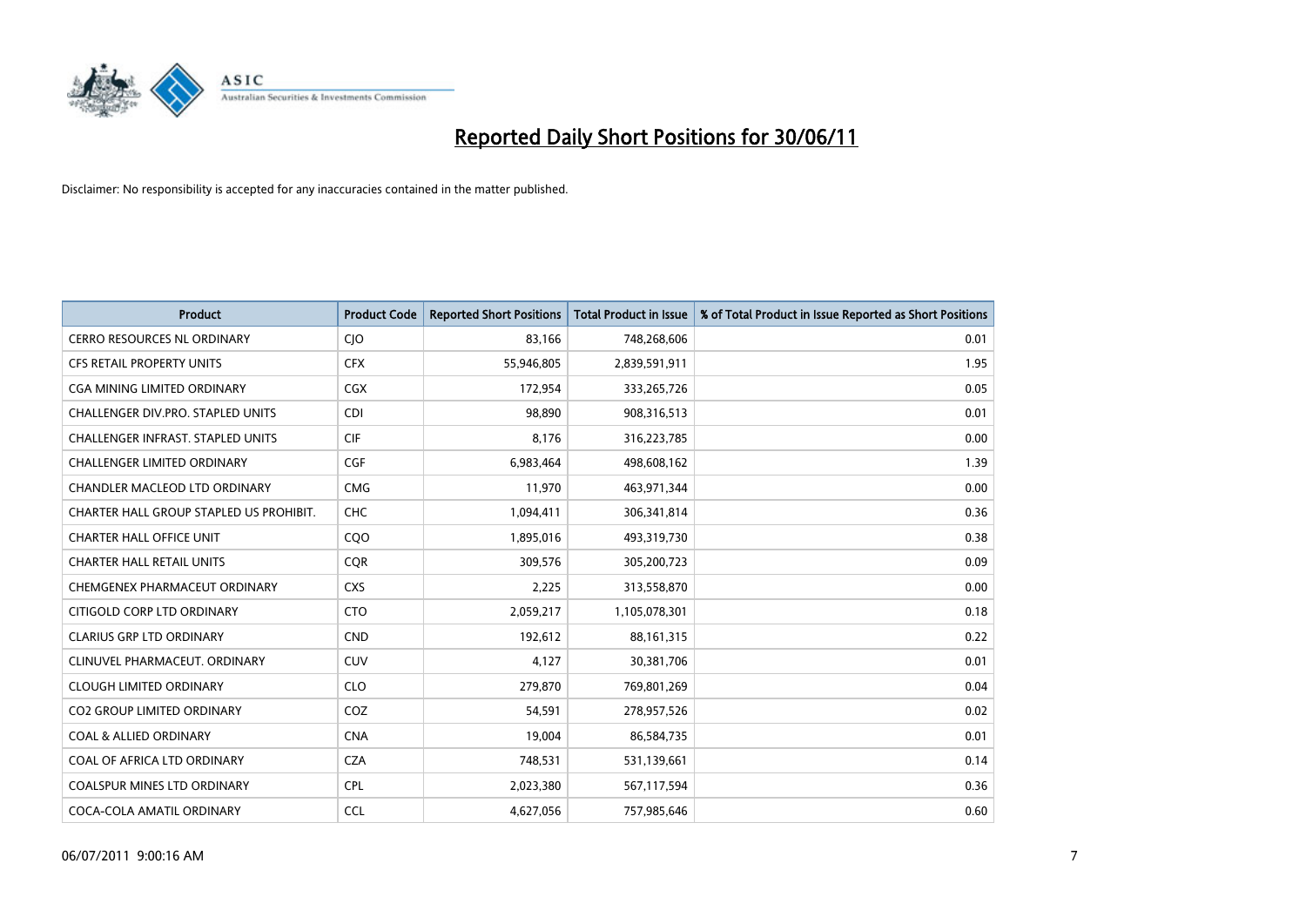# Reported Daily Short Positions for 30/06/11

Disclaimer: No responsibility is accepted for any inaccuracies contained in the matter published.

| Product | Product Code | Reported Short Positions | Total Product in Issue | % of Total Product in Issue Reported as Short Positions |
|---|---|---|---|---|
| CERRO RESOURCES NL ORDINARY | CJO | 83,166 | 748,268,606 | 0.01 |
| CFS RETAIL PROPERTY UNITS | CFX | 55,946,805 | 2,839,591,911 | 1.95 |
| CGA MINING LIMITED ORDINARY | CGX | 172,954 | 333,265,726 | 0.05 |
| CHALLENGER DIV.PRO. STAPLED UNITS | CDI | 98,890 | 908,316,513 | 0.01 |
| CHALLENGER INFRAST. STAPLED UNITS | CIF | 8,176 | 316,223,785 | 0.00 |
| CHALLENGER LIMITED ORDINARY | CGF | 6,983,464 | 498,608,162 | 1.39 |
| CHANDLER MACLEOD LTD ORDINARY | CMG | 11,970 | 463,971,344 | 0.00 |
| CHARTER HALL GROUP STAPLED US PROHIBIT. | CHC | 1,094,411 | 306,341,814 | 0.36 |
| CHARTER HALL OFFICE UNIT | CQO | 1,895,016 | 493,319,730 | 0.38 |
| CHARTER HALL RETAIL UNITS | CQR | 309,576 | 305,200,723 | 0.09 |
| CHEMGENEX PHARMACEUT ORDINARY | CXS | 2,225 | 313,558,870 | 0.00 |
| CITIGOLD CORP LTD ORDINARY | CTO | 2,059,217 | 1,105,078,301 | 0.18 |
| CLARIUS GRP LTD ORDINARY | CND | 192,612 | 88,161,315 | 0.22 |
| CLINUVEL PHARMACEUT. ORDINARY | CUV | 4,127 | 30,381,706 | 0.01 |
| CLOUGH LIMITED ORDINARY | CLO | 279,870 | 769,801,269 | 0.04 |
| CO2 GROUP LIMITED ORDINARY | COZ | 54,591 | 278,957,526 | 0.02 |
| COAL & ALLIED ORDINARY | CNA | 19,004 | 86,584,735 | 0.01 |
| COAL OF AFRICA LTD ORDINARY | CZA | 748,531 | 531,139,661 | 0.14 |
| COALSPUR MINES LTD ORDINARY | CPL | 2,023,380 | 567,117,594 | 0.36 |
| COCA-COLA AMATIL ORDINARY | CCL | 4,627,056 | 757,985,646 | 0.60 |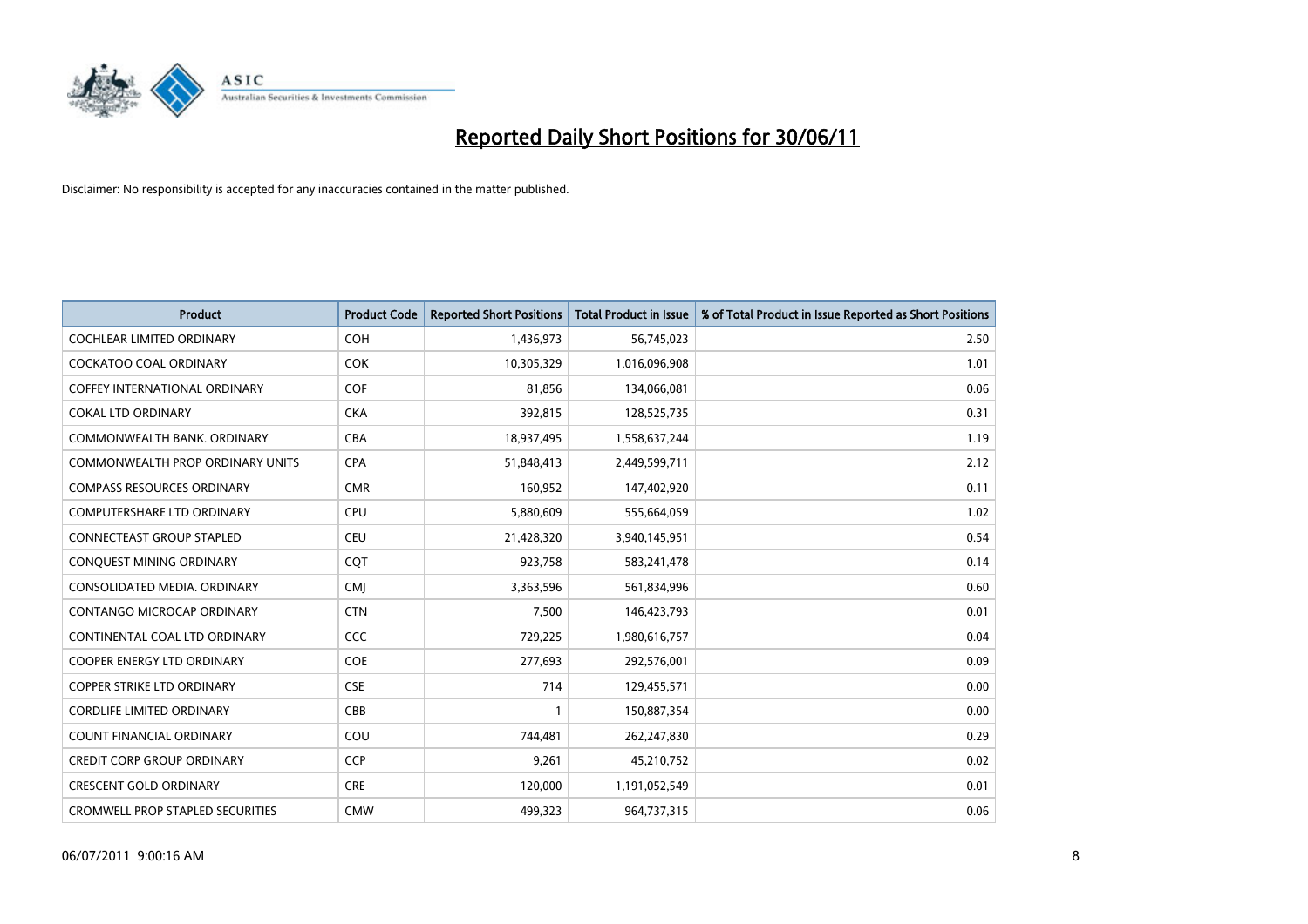# Reported Daily Short Positions for 30/06/11

Disclaimer: No responsibility is accepted for any inaccuracies contained in the matter published.

| Product | Product Code | Reported Short Positions | Total Product in Issue | % of Total Product in Issue Reported as Short Positions |
|---|---|---|---|---|
| COCHLEAR LIMITED ORDINARY | COH | 1,436,973 | 56,745,023 | 2.50 |
| COCKATOO COAL ORDINARY | COK | 10,305,329 | 1,016,096,908 | 1.01 |
| COFFEY INTERNATIONAL ORDINARY | COF | 81,856 | 134,066,081 | 0.06 |
| COKAL LTD ORDINARY | CKA | 392,815 | 128,525,735 | 0.31 |
| COMMONWEALTH BANK. ORDINARY | CBA | 18,937,495 | 1,558,637,244 | 1.19 |
| COMMONWEALTH PROP ORDINARY UNITS | CPA | 51,848,413 | 2,449,599,711 | 2.12 |
| COMPASS RESOURCES ORDINARY | CMR | 160,952 | 147,402,920 | 0.11 |
| COMPUTERSHARE LTD ORDINARY | CPU | 5,880,609 | 555,664,059 | 1.02 |
| CONNECTEAST GROUP STAPLED | CEU | 21,428,320 | 3,940,145,951 | 0.54 |
| CONQUEST MINING ORDINARY | CQT | 923,758 | 583,241,478 | 0.14 |
| CONSOLIDATED MEDIA. ORDINARY | CMJ | 3,363,596 | 561,834,996 | 0.60 |
| CONTANGO MICROCAP ORDINARY | CTN | 7,500 | 146,423,793 | 0.01 |
| CONTINENTAL COAL LTD ORDINARY | CCC | 729,225 | 1,980,616,757 | 0.04 |
| COOPER ENERGY LTD ORDINARY | COE | 277,693 | 292,576,001 | 0.09 |
| COPPER STRIKE LTD ORDINARY | CSE | 714 | 129,455,571 | 0.00 |
| CORDLIFE LIMITED ORDINARY | CBB | 1 | 150,887,354 | 0.00 |
| COUNT FINANCIAL ORDINARY | COU | 744,481 | 262,247,830 | 0.29 |
| CREDIT CORP GROUP ORDINARY | CCP | 9,261 | 45,210,752 | 0.02 |
| CRESCENT GOLD ORDINARY | CRE | 120,000 | 1,191,052,549 | 0.01 |
| CROMWELL PROP STAPLED SECURITIES | CMW | 499,323 | 964,737,315 | 0.06 |

06/07/2011 9:00:16 AM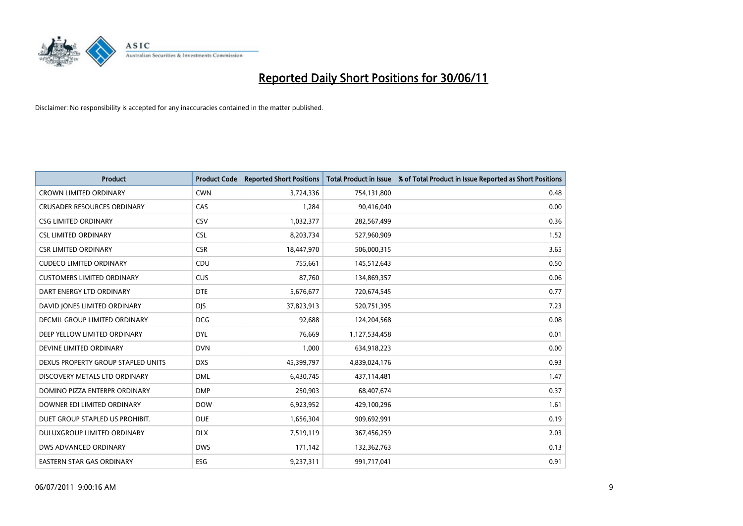# Reported Daily Short Positions for 30/06/11

Disclaimer: No responsibility is accepted for any inaccuracies contained in the matter published.

| Product | Product Code | Reported Short Positions | Total Product in Issue | % of Total Product in Issue Reported as Short Positions |
|---|---|---|---|---|
| CROWN LIMITED ORDINARY | CWN | 3,724,336 | 754,131,800 | 0.48 |
| CRUSADER RESOURCES ORDINARY | CAS | 1,284 | 90,416,040 | 0.00 |
| CSG LIMITED ORDINARY | CSV | 1,032,377 | 282,567,499 | 0.36 |
| CSL LIMITED ORDINARY | CSL | 8,203,734 | 527,960,909 | 1.52 |
| CSR LIMITED ORDINARY | CSR | 18,447,970 | 506,000,315 | 3.65 |
| CUDECO LIMITED ORDINARY | CDU | 755,661 | 145,512,643 | 0.50 |
| CUSTOMERS LIMITED ORDINARY | CUS | 87,760 | 134,869,357 | 0.06 |
| DART ENERGY LTD ORDINARY | DTE | 5,676,677 | 720,674,545 | 0.77 |
| DAVID JONES LIMITED ORDINARY | DJS | 37,823,913 | 520,751,395 | 7.23 |
| DECMIL GROUP LIMITED ORDINARY | DCG | 92,688 | 124,204,568 | 0.08 |
| DEEP YELLOW LIMITED ORDINARY | DYL | 76,669 | 1,127,534,458 | 0.01 |
| DEVINE LIMITED ORDINARY | DVN | 1,000 | 634,918,223 | 0.00 |
| DEXUS PROPERTY GROUP STAPLED UNITS | DXS | 45,399,797 | 4,839,024,176 | 0.93 |
| DISCOVERY METALS LTD ORDINARY | DML | 6,430,745 | 437,114,481 | 1.47 |
| DOMINO PIZZA ENTERPR ORDINARY | DMP | 250,903 | 68,407,674 | 0.37 |
| DOWNER EDI LIMITED ORDINARY | DOW | 6,923,952 | 429,100,296 | 1.61 |
| DUET GROUP STAPLED US PROHIBIT. | DUE | 1,656,304 | 909,692,991 | 0.19 |
| DULUXGROUP LIMITED ORDINARY | DLX | 7,519,119 | 367,456,259 | 2.03 |
| DWS ADVANCED ORDINARY | DWS | 171,142 | 132,362,763 | 0.13 |
| EASTERN STAR GAS ORDINARY | ESG | 9,237,311 | 991,717,041 | 0.91 |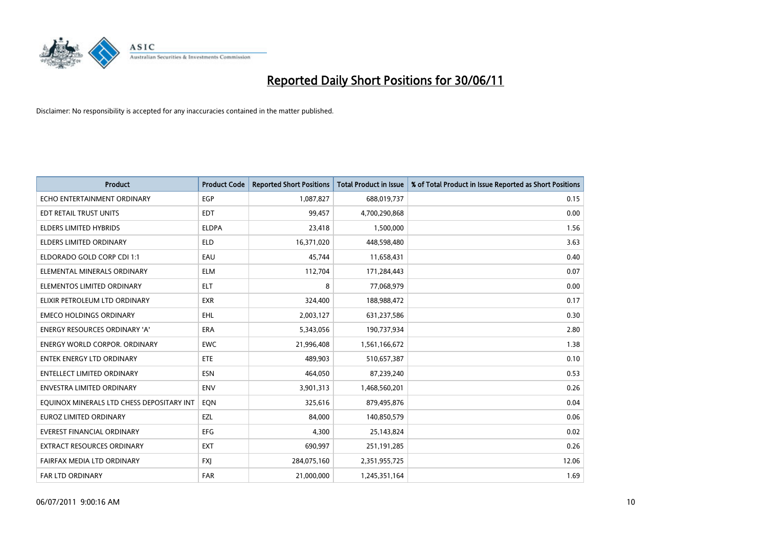# Reported Daily Short Positions for 30/06/11

Disclaimer: No responsibility is accepted for any inaccuracies contained in the matter published.

| Product | Product Code | Reported Short Positions | Total Product in Issue | % of Total Product in Issue Reported as Short Positions |
|---|---|---|---|---|
| ECHO ENTERTAINMENT ORDINARY | EGP | 1,087,827 | 688,019,737 | 0.15 |
| EDT RETAIL TRUST UNITS | EDT | 99,457 | 4,700,290,868 | 0.00 |
| ELDERS LIMITED HYBRIDS | ELDPA | 23,418 | 1,500,000 | 1.56 |
| ELDERS LIMITED ORDINARY | ELD | 16,371,020 | 448,598,480 | 3.63 |
| ELDORADO GOLD CORP CDI 1:1 | EAU | 45,744 | 11,658,431 | 0.40 |
| ELEMENTAL MINERALS ORDINARY | ELM | 112,704 | 171,284,443 | 0.07 |
| ELEMENTOS LIMITED ORDINARY | ELT | 8 | 77,068,979 | 0.00 |
| ELIXIR PETROLEUM LTD ORDINARY | EXR | 324,400 | 188,988,472 | 0.17 |
| EMECO HOLDINGS ORDINARY | EHL | 2,003,127 | 631,237,586 | 0.30 |
| ENERGY RESOURCES ORDINARY 'A' | ERA | 5,343,056 | 190,737,934 | 2.80 |
| ENERGY WORLD CORPOR. ORDINARY | EWC | 21,996,408 | 1,561,166,672 | 1.38 |
| ENTEK ENERGY LTD ORDINARY | ETE | 489,903 | 510,657,387 | 0.10 |
| ENTELLECT LIMITED ORDINARY | ESN | 464,050 | 87,239,240 | 0.53 |
| ENVESTRA LIMITED ORDINARY | ENV | 3,901,313 | 1,468,560,201 | 0.26 |
| EQUINOX MINERALS LTD CHESS DEPOSITARY INT | EQN | 325,616 | 879,495,876 | 0.04 |
| EUROZ LIMITED ORDINARY | EZL | 84,000 | 140,850,579 | 0.06 |
| EVEREST FINANCIAL ORDINARY | EFG | 4,300 | 25,143,824 | 0.02 |
| EXTRACT RESOURCES ORDINARY | EXT | 690,997 | 251,191,285 | 0.26 |
| FAIRFAX MEDIA LTD ORDINARY | FXJ | 284,075,160 | 2,351,955,725 | 12.06 |
| FAR LTD ORDINARY | FAR | 21,000,000 | 1,245,351,164 | 1.69 |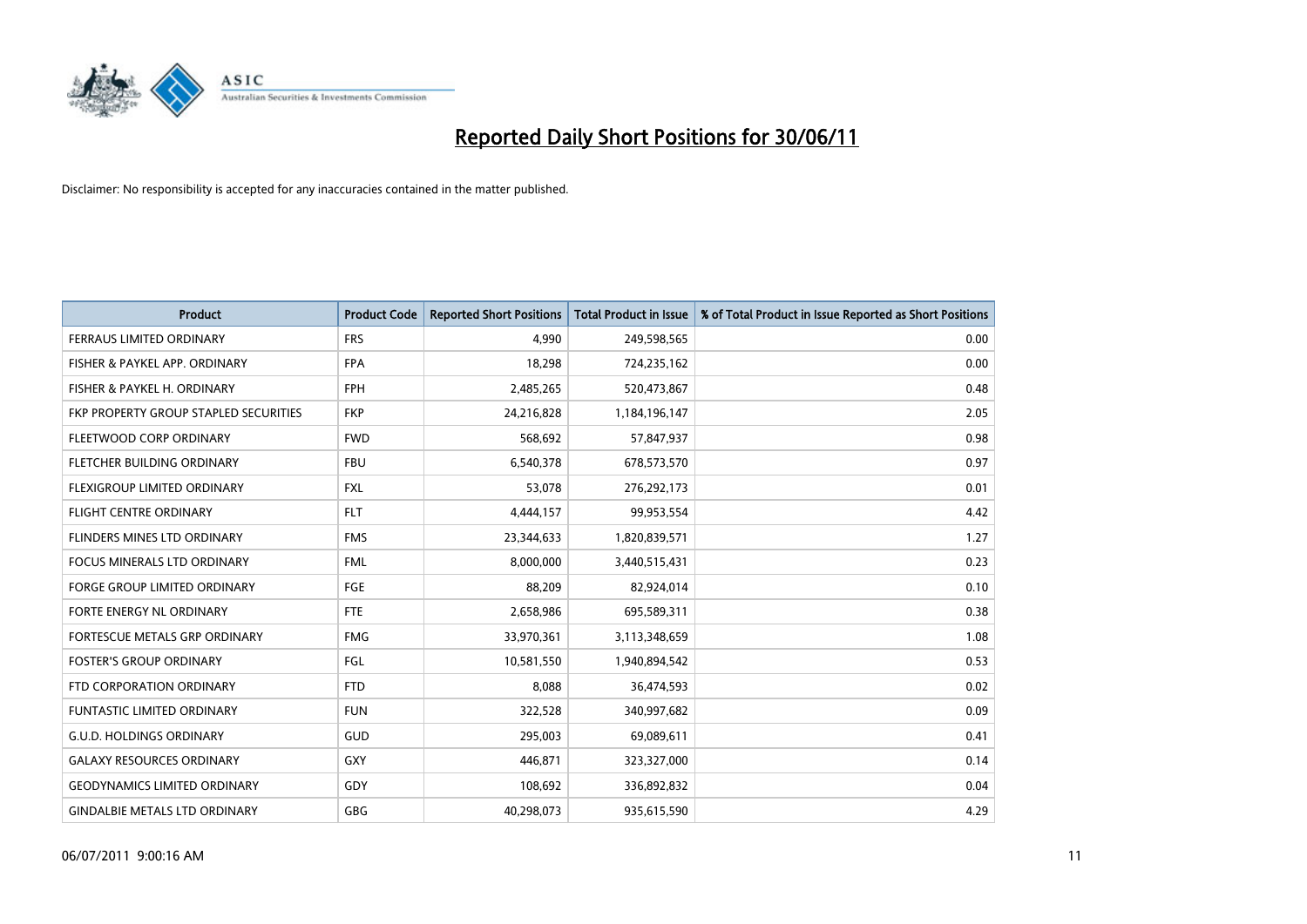# Reported Daily Short Positions for 30/06/11

Disclaimer: No responsibility is accepted for any inaccuracies contained in the matter published.

| Product | Product Code | Reported Short Positions | Total Product in Issue | % of Total Product in Issue Reported as Short Positions |
|---|---|---|---|---|
| FERRAUS LIMITED ORDINARY | FRS | 4,990 | 249,598,565 | 0.00 |
| FISHER & PAYKEL APP. ORDINARY | FPA | 18,298 | 724,235,162 | 0.00 |
| FISHER & PAYKEL H. ORDINARY | FPH | 2,485,265 | 520,473,867 | 0.48 |
| FKP PROPERTY GROUP STAPLED SECURITIES | FKP | 24,216,828 | 1,184,196,147 | 2.05 |
| FLEETWOOD CORP ORDINARY | FWD | 568,692 | 57,847,937 | 0.98 |
| FLETCHER BUILDING ORDINARY | FBU | 6,540,378 | 678,573,570 | 0.97 |
| FLEXIGROUP LIMITED ORDINARY | FXL | 53,078 | 276,292,173 | 0.01 |
| FLIGHT CENTRE ORDINARY | FLT | 4,444,157 | 99,953,554 | 4.42 |
| FLINDERS MINES LTD ORDINARY | FMS | 23,344,633 | 1,820,839,571 | 1.27 |
| FOCUS MINERALS LTD ORDINARY | FML | 8,000,000 | 3,440,515,431 | 0.23 |
| FORGE GROUP LIMITED ORDINARY | FGE | 88,209 | 82,924,014 | 0.10 |
| FORTE ENERGY NL ORDINARY | FTE | 2,658,986 | 695,589,311 | 0.38 |
| FORTESCUE METALS GRP ORDINARY | FMG | 33,970,361 | 3,113,348,659 | 1.08 |
| FOSTER'S GROUP ORDINARY | FGL | 10,581,550 | 1,940,894,542 | 0.53 |
| FTD CORPORATION ORDINARY | FTD | 8,088 | 36,474,593 | 0.02 |
| FUNTASTIC LIMITED ORDINARY | FUN | 322,528 | 340,997,682 | 0.09 |
| G.U.D. HOLDINGS ORDINARY | GUD | 295,003 | 69,089,611 | 0.41 |
| GALAXY RESOURCES ORDINARY | GXY | 446,871 | 323,327,000 | 0.14 |
| GEODYNAMICS LIMITED ORDINARY | GDY | 108,692 | 336,892,832 | 0.04 |
| GINDALBIE METALS LTD ORDINARY | GBG | 40,298,073 | 935,615,590 | 4.29 |

06/07/2011 9:00:16 AM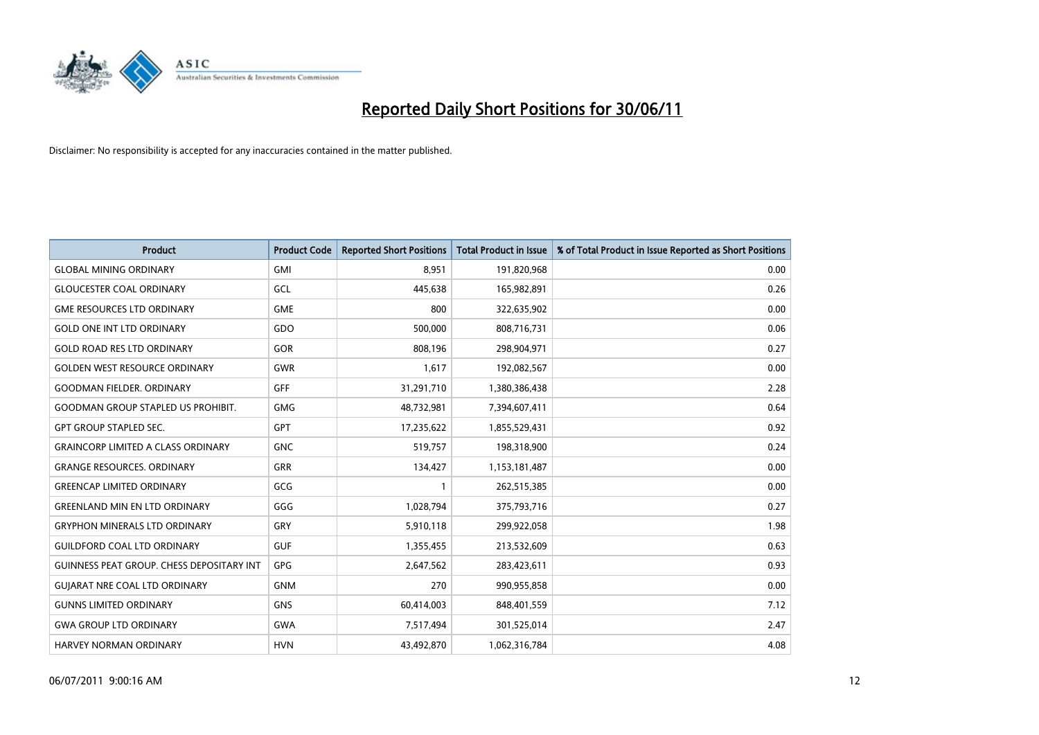# Reported Daily Short Positions for 30/06/11

Disclaimer: No responsibility is accepted for any inaccuracies contained in the matter published.

| Product | Product Code | Reported Short Positions | Total Product in Issue | % of Total Product in Issue Reported as Short Positions |
|---|---|---|---|---|
| GLOBAL MINING ORDINARY | GMI | 8,951 | 191,820,968 | 0.00 |
| GLOUCESTER COAL ORDINARY | GCL | 445,638 | 165,982,891 | 0.26 |
| GME RESOURCES LTD ORDINARY | GME | 800 | 322,635,902 | 0.00 |
| GOLD ONE INT LTD ORDINARY | GDO | 500,000 | 808,716,731 | 0.06 |
| GOLD ROAD RES LTD ORDINARY | GOR | 808,196 | 298,904,971 | 0.27 |
| GOLDEN WEST RESOURCE ORDINARY | GWR | 1,617 | 192,082,567 | 0.00 |
| GOODMAN FIELDER. ORDINARY | GFF | 31,291,710 | 1,380,386,438 | 2.28 |
| GOODMAN GROUP STAPLED US PROHIBIT. | GMG | 48,732,981 | 7,394,607,411 | 0.64 |
| GPT GROUP STAPLED SEC. | GPT | 17,235,622 | 1,855,529,431 | 0.92 |
| GRAINCORP LIMITED A CLASS ORDINARY | GNC | 519,757 | 198,318,900 | 0.24 |
| GRANGE RESOURCES. ORDINARY | GRR | 134,427 | 1,153,181,487 | 0.00 |
| GREENCAP LIMITED ORDINARY | GCG | 1 | 262,515,385 | 0.00 |
| GREENLAND MIN EN LTD ORDINARY | GGG | 1,028,794 | 375,793,716 | 0.27 |
| GRYPHON MINERALS LTD ORDINARY | GRY | 5,910,118 | 299,922,058 | 1.98 |
| GUILDFORD COAL LTD ORDINARY | GUF | 1,355,455 | 213,532,609 | 0.63 |
| GUINNESS PEAT GROUP. CHESS DEPOSITARY INT | GPG | 2,647,562 | 283,423,611 | 0.93 |
| GUJARAT NRE COAL LTD ORDINARY | GNM | 270 | 990,955,858 | 0.00 |
| GUNNS LIMITED ORDINARY | GNS | 60,414,003 | 848,401,559 | 7.12 |
| GWA GROUP LTD ORDINARY | GWA | 7,517,494 | 301,525,014 | 2.47 |
| HARVEY NORMAN ORDINARY | HVN | 43,492,870 | 1,062,316,784 | 4.08 |

06/07/2011 9:00:16 AM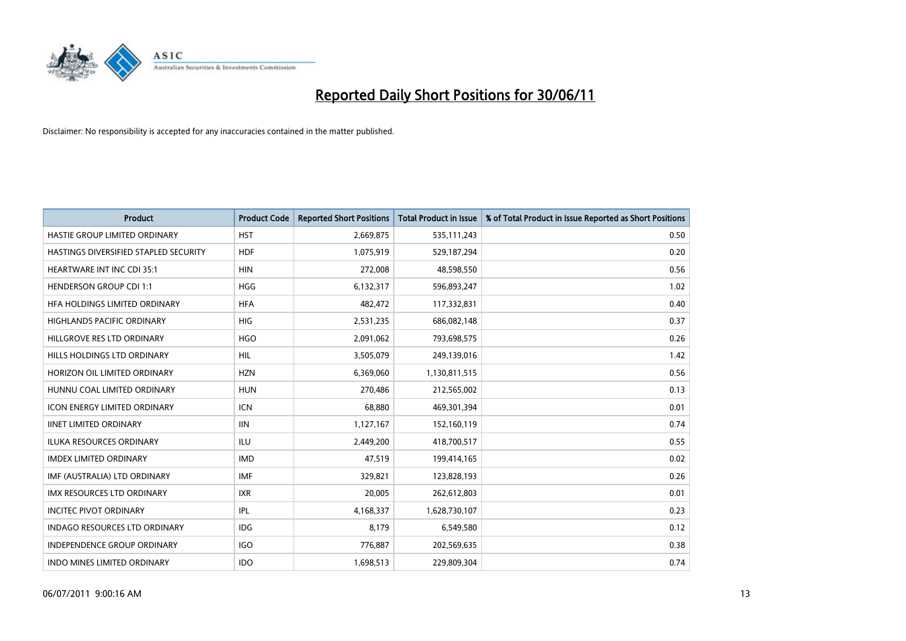# Reported Daily Short Positions for 30/06/11

Disclaimer: No responsibility is accepted for any inaccuracies contained in the matter published.

| Product | Product Code | Reported Short Positions | Total Product in Issue | % of Total Product in Issue Reported as Short Positions |
|---|---|---|---|---|
| HASTIE GROUP LIMITED ORDINARY | HST | 2,669,875 | 535,111,243 | 0.50 |
| HASTINGS DIVERSIFIED STAPLED SECURITY | HDF | 1,075,919 | 529,187,294 | 0.20 |
| HEARTWARE INT INC CDI 35:1 | HIN | 272,008 | 48,598,550 | 0.56 |
| HENDERSON GROUP CDI 1:1 | HGG | 6,132,317 | 596,893,247 | 1.02 |
| HFA HOLDINGS LIMITED ORDINARY | HFA | 482,472 | 117,332,831 | 0.40 |
| HIGHLANDS PACIFIC ORDINARY | HIG | 2,531,235 | 686,082,148 | 0.37 |
| HILLGROVE RES LTD ORDINARY | HGO | 2,091,062 | 793,698,575 | 0.26 |
| HILLS HOLDINGS LTD ORDINARY | HIL | 3,505,079 | 249,139,016 | 1.42 |
| HORIZON OIL LIMITED ORDINARY | HZN | 6,369,060 | 1,130,811,515 | 0.56 |
| HUNNU COAL LIMITED ORDINARY | HUN | 270,486 | 212,565,002 | 0.13 |
| ICON ENERGY LIMITED ORDINARY | ICN | 68,880 | 469,301,394 | 0.01 |
| IINET LIMITED ORDINARY | IIN | 1,127,167 | 152,160,119 | 0.74 |
| ILUKA RESOURCES ORDINARY | ILU | 2,449,200 | 418,700,517 | 0.55 |
| IMDEX LIMITED ORDINARY | IMD | 47,519 | 199,414,165 | 0.02 |
| IMF (AUSTRALIA) LTD ORDINARY | IMF | 329,821 | 123,828,193 | 0.26 |
| IMX RESOURCES LTD ORDINARY | IXR | 20,005 | 262,612,803 | 0.01 |
| INCITEC PIVOT ORDINARY | IPL | 4,168,337 | 1,628,730,107 | 0.23 |
| INDAGO RESOURCES LTD ORDINARY | IDG | 8,179 | 6,549,580 | 0.12 |
| INDEPENDENCE GROUP ORDINARY | IGO | 776,887 | 202,569,635 | 0.38 |
| INDO MINES LIMITED ORDINARY | IDO | 1,698,513 | 229,809,304 | 0.74 |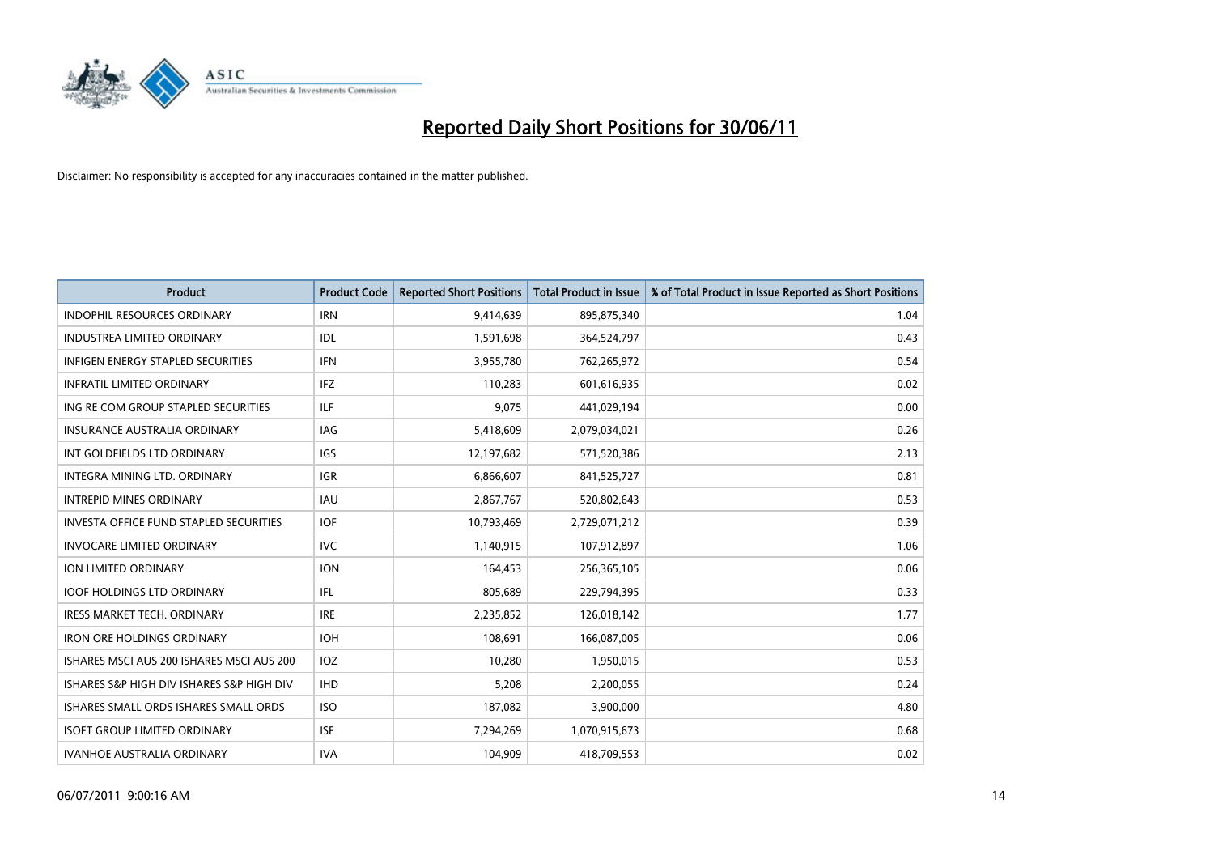# Reported Daily Short Positions for 30/06/11

Disclaimer: No responsibility is accepted for any inaccuracies contained in the matter published.

| Product | Product Code | Reported Short Positions | Total Product in Issue | % of Total Product in Issue Reported as Short Positions |
|---|---|---|---|---|
| INDOPHIL RESOURCES ORDINARY | IRN | 9,414,639 | 895,875,340 | 1.04 |
| INDUSTREA LIMITED ORDINARY | IDL | 1,591,698 | 364,524,797 | 0.43 |
| INFIGEN ENERGY STAPLED SECURITIES | IFN | 3,955,780 | 762,265,972 | 0.54 |
| INFRATIL LIMITED ORDINARY | IFZ | 110,283 | 601,616,935 | 0.02 |
| ING RE COM GROUP STAPLED SECURITIES | ILF | 9,075 | 441,029,194 | 0.00 |
| INSURANCE AUSTRALIA ORDINARY | IAG | 5,418,609 | 2,079,034,021 | 0.26 |
| INT GOLDFIELDS LTD ORDINARY | IGS | 12,197,682 | 571,520,386 | 2.13 |
| INTEGRA MINING LTD. ORDINARY | IGR | 6,866,607 | 841,525,727 | 0.81 |
| INTREPID MINES ORDINARY | IAU | 2,867,767 | 520,802,643 | 0.53 |
| INVESTA OFFICE FUND STAPLED SECURITIES | IOF | 10,793,469 | 2,729,071,212 | 0.39 |
| INVOCARE LIMITED ORDINARY | IVC | 1,140,915 | 107,912,897 | 1.06 |
| ION LIMITED ORDINARY | ION | 164,453 | 256,365,105 | 0.06 |
| IOOF HOLDINGS LTD ORDINARY | IFL | 805,689 | 229,794,395 | 0.33 |
| IRESS MARKET TECH. ORDINARY | IRE | 2,235,852 | 126,018,142 | 1.77 |
| IRON ORE HOLDINGS ORDINARY | IOH | 108,691 | 166,087,005 | 0.06 |
| ISHARES MSCI AUS 200 ISHARES MSCI AUS 200 | IOZ | 10,280 | 1,950,015 | 0.53 |
| ISHARES S&P HIGH DIV ISHARES S&P HIGH DIV | IHD | 5,208 | 2,200,055 | 0.24 |
| ISHARES SMALL ORDS ISHARES SMALL ORDS | ISO | 187,082 | 3,900,000 | 4.80 |
| ISOFT GROUP LIMITED ORDINARY | ISF | 7,294,269 | 1,070,915,673 | 0.68 |
| IVANHOE AUSTRALIA ORDINARY | IVA | 104,909 | 418,709,553 | 0.02 |

06/07/2011 9:00:16 AM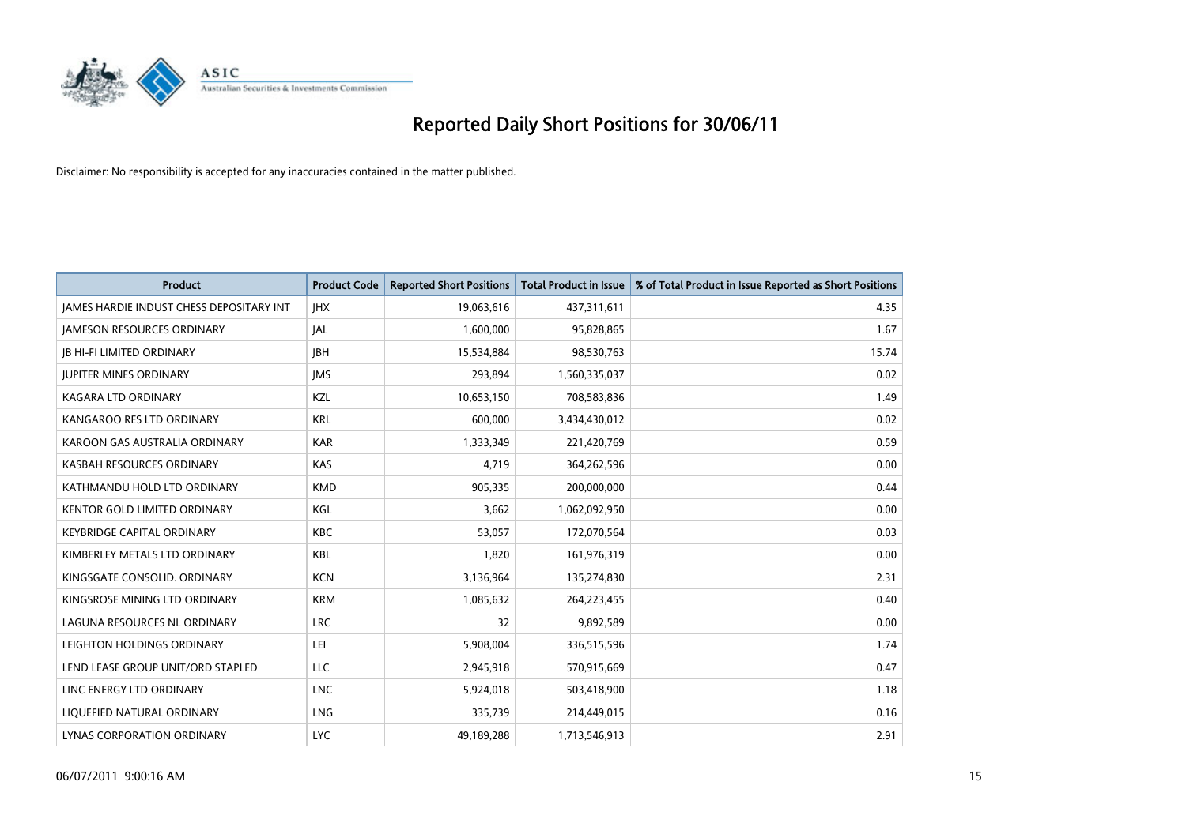# Reported Daily Short Positions for 30/06/11

Disclaimer: No responsibility is accepted for any inaccuracies contained in the matter published.

| Product | Product Code | Reported Short Positions | Total Product in Issue | % of Total Product in Issue Reported as Short Positions |
|---|---|---|---|---|
| JAMES HARDIE INDUST CHESS DEPOSITARY INT | JHX | 19,063,616 | 437,311,611 | 4.35 |
| JAMESON RESOURCES ORDINARY | JAL | 1,600,000 | 95,828,865 | 1.67 |
| JB HI-FI LIMITED ORDINARY | JBH | 15,534,884 | 98,530,763 | 15.74 |
| JUPITER MINES ORDINARY | JMS | 293,894 | 1,560,335,037 | 0.02 |
| KAGARA LTD ORDINARY | KZL | 10,653,150 | 708,583,836 | 1.49 |
| KANGAROO RES LTD ORDINARY | KRL | 600,000 | 3,434,430,012 | 0.02 |
| KAROON GAS AUSTRALIA ORDINARY | KAR | 1,333,349 | 221,420,769 | 0.59 |
| KASBAH RESOURCES ORDINARY | KAS | 4,719 | 364,262,596 | 0.00 |
| KATHMANDU HOLD LTD ORDINARY | KMD | 905,335 | 200,000,000 | 0.44 |
| KENTOR GOLD LIMITED ORDINARY | KGL | 3,662 | 1,062,092,950 | 0.00 |
| KEYBRIDGE CAPITAL ORDINARY | KBC | 53,057 | 172,070,564 | 0.03 |
| KIMBERLEY METALS LTD ORDINARY | KBL | 1,820 | 161,976,319 | 0.00 |
| KINGSGATE CONSOLID. ORDINARY | KCN | 3,136,964 | 135,274,830 | 2.31 |
| KINGSROSE MINING LTD ORDINARY | KRM | 1,085,632 | 264,223,455 | 0.40 |
| LAGUNA RESOURCES NL ORDINARY | LRC | 32 | 9,892,589 | 0.00 |
| LEIGHTON HOLDINGS ORDINARY | LEI | 5,908,004 | 336,515,596 | 1.74 |
| LEND LEASE GROUP UNIT/ORD STAPLED | LLC | 2,945,918 | 570,915,669 | 0.47 |
| LINC ENERGY LTD ORDINARY | LNC | 5,924,018 | 503,418,900 | 1.18 |
| LIQUEFIED NATURAL ORDINARY | LNG | 335,739 | 214,449,015 | 0.16 |
| LYNAS CORPORATION ORDINARY | LYC | 49,189,288 | 1,713,546,913 | 2.91 |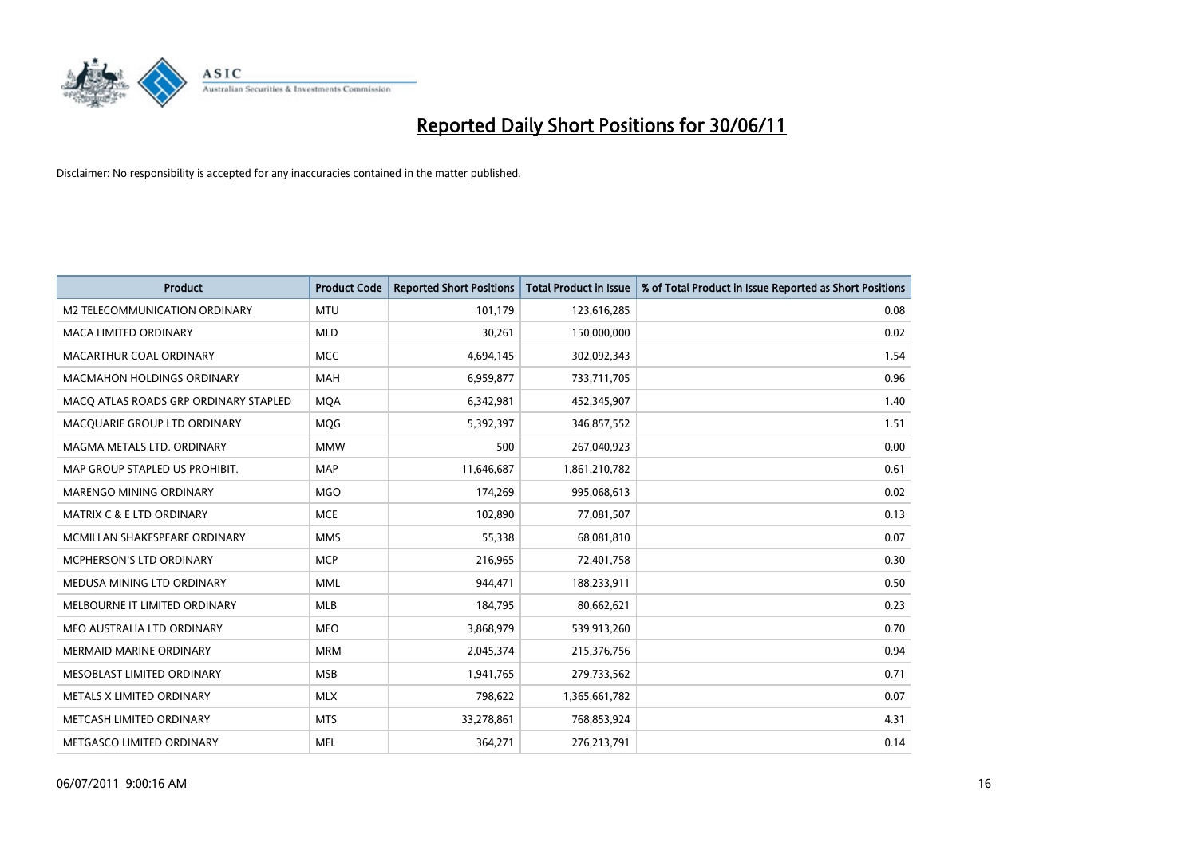# Reported Daily Short Positions for 30/06/11

Disclaimer: No responsibility is accepted for any inaccuracies contained in the matter published.

| Product | Product Code | Reported Short Positions | Total Product in Issue | % of Total Product in Issue Reported as Short Positions |
|---|---|---|---|---|
| M2 TELECOMMUNICATION ORDINARY | MTU | 101,179 | 123,616,285 | 0.08 |
| MACA LIMITED ORDINARY | MLD | 30,261 | 150,000,000 | 0.02 |
| MACARTHUR COAL ORDINARY | MCC | 4,694,145 | 302,092,343 | 1.54 |
| MACMAHON HOLDINGS ORDINARY | MAH | 6,959,877 | 733,711,705 | 0.96 |
| MACQ ATLAS ROADS GRP ORDINARY STAPLED | MQA | 6,342,981 | 452,345,907 | 1.40 |
| MACQUARIE GROUP LTD ORDINARY | MQG | 5,392,397 | 346,857,552 | 1.51 |
| MAGMA METALS LTD. ORDINARY | MMW | 500 | 267,040,923 | 0.00 |
| MAP GROUP STAPLED US PROHIBIT. | MAP | 11,646,687 | 1,861,210,782 | 0.61 |
| MARENGO MINING ORDINARY | MGO | 174,269 | 995,068,613 | 0.02 |
| MATRIX C & E LTD ORDINARY | MCE | 102,890 | 77,081,507 | 0.13 |
| MCMILLAN SHAKESPEARE ORDINARY | MMS | 55,338 | 68,081,810 | 0.07 |
| MCPHERSON'S LTD ORDINARY | MCP | 216,965 | 72,401,758 | 0.30 |
| MEDUSA MINING LTD ORDINARY | MML | 944,471 | 188,233,911 | 0.50 |
| MELBOURNE IT LIMITED ORDINARY | MLB | 184,795 | 80,662,621 | 0.23 |
| MEO AUSTRALIA LTD ORDINARY | MEO | 3,868,979 | 539,913,260 | 0.70 |
| MERMAID MARINE ORDINARY | MRM | 2,045,374 | 215,376,756 | 0.94 |
| MESOBLAST LIMITED ORDINARY | MSB | 1,941,765 | 279,733,562 | 0.71 |
| METALS X LIMITED ORDINARY | MLX | 798,622 | 1,365,661,782 | 0.07 |
| METCASH LIMITED ORDINARY | MTS | 33,278,861 | 768,853,924 | 4.31 |
| METGASCO LIMITED ORDINARY | MEL | 364,271 | 276,213,791 | 0.14 |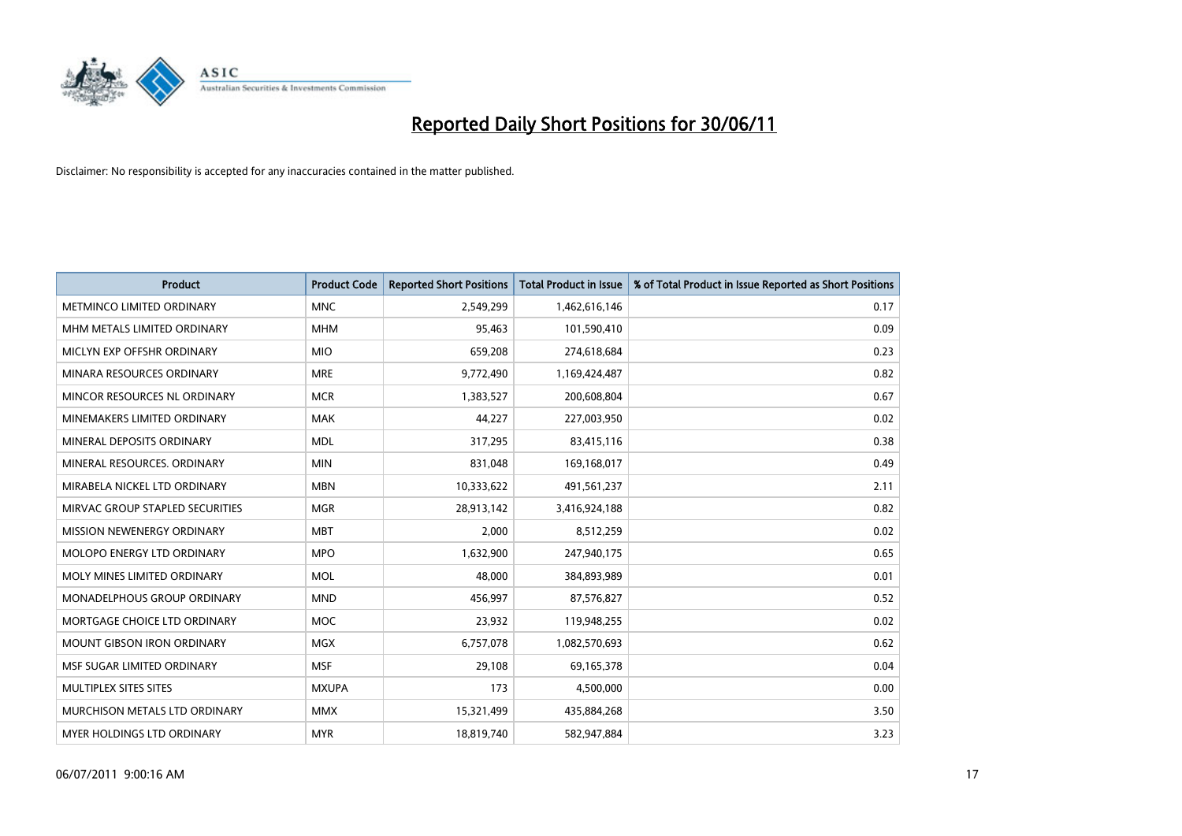# Reported Daily Short Positions for 30/06/11

Disclaimer: No responsibility is accepted for any inaccuracies contained in the matter published.

| Product | Product Code | Reported Short Positions | Total Product in Issue | % of Total Product in Issue Reported as Short Positions |
|---|---|---|---|---|
| METMINCO LIMITED ORDINARY | MNC | 2,549,299 | 1,462,616,146 | 0.17 |
| MHM METALS LIMITED ORDINARY | MHM | 95,463 | 101,590,410 | 0.09 |
| MICLYN EXP OFFSHR ORDINARY | MIO | 659,208 | 274,618,684 | 0.23 |
| MINARA RESOURCES ORDINARY | MRE | 9,772,490 | 1,169,424,487 | 0.82 |
| MINCOR RESOURCES NL ORDINARY | MCR | 1,383,527 | 200,608,804 | 0.67 |
| MINEMAKERS LIMITED ORDINARY | MAK | 44,227 | 227,003,950 | 0.02 |
| MINERAL DEPOSITS ORDINARY | MDL | 317,295 | 83,415,116 | 0.38 |
| MINERAL RESOURCES. ORDINARY | MIN | 831,048 | 169,168,017 | 0.49 |
| MIRABELA NICKEL LTD ORDINARY | MBN | 10,333,622 | 491,561,237 | 2.11 |
| MIRVAC GROUP STAPLED SECURITIES | MGR | 28,913,142 | 3,416,924,188 | 0.82 |
| MISSION NEWENERGY ORDINARY | MBT | 2,000 | 8,512,259 | 0.02 |
| MOLOPO ENERGY LTD ORDINARY | MPO | 1,632,900 | 247,940,175 | 0.65 |
| MOLY MINES LIMITED ORDINARY | MOL | 48,000 | 384,893,989 | 0.01 |
| MONADELPHOUS GROUP ORDINARY | MND | 456,997 | 87,576,827 | 0.52 |
| MORTGAGE CHOICE LTD ORDINARY | MOC | 23,932 | 119,948,255 | 0.02 |
| MOUNT GIBSON IRON ORDINARY | MGX | 6,757,078 | 1,082,570,693 | 0.62 |
| MSF SUGAR LIMITED ORDINARY | MSF | 29,108 | 69,165,378 | 0.04 |
| MULTIPLEX SITES SITES | MXUPA | 173 | 4,500,000 | 0.00 |
| MURCHISON METALS LTD ORDINARY | MMX | 15,321,499 | 435,884,268 | 3.50 |
| MYER HOLDINGS LTD ORDINARY | MYR | 18,819,740 | 582,947,884 | 3.23 |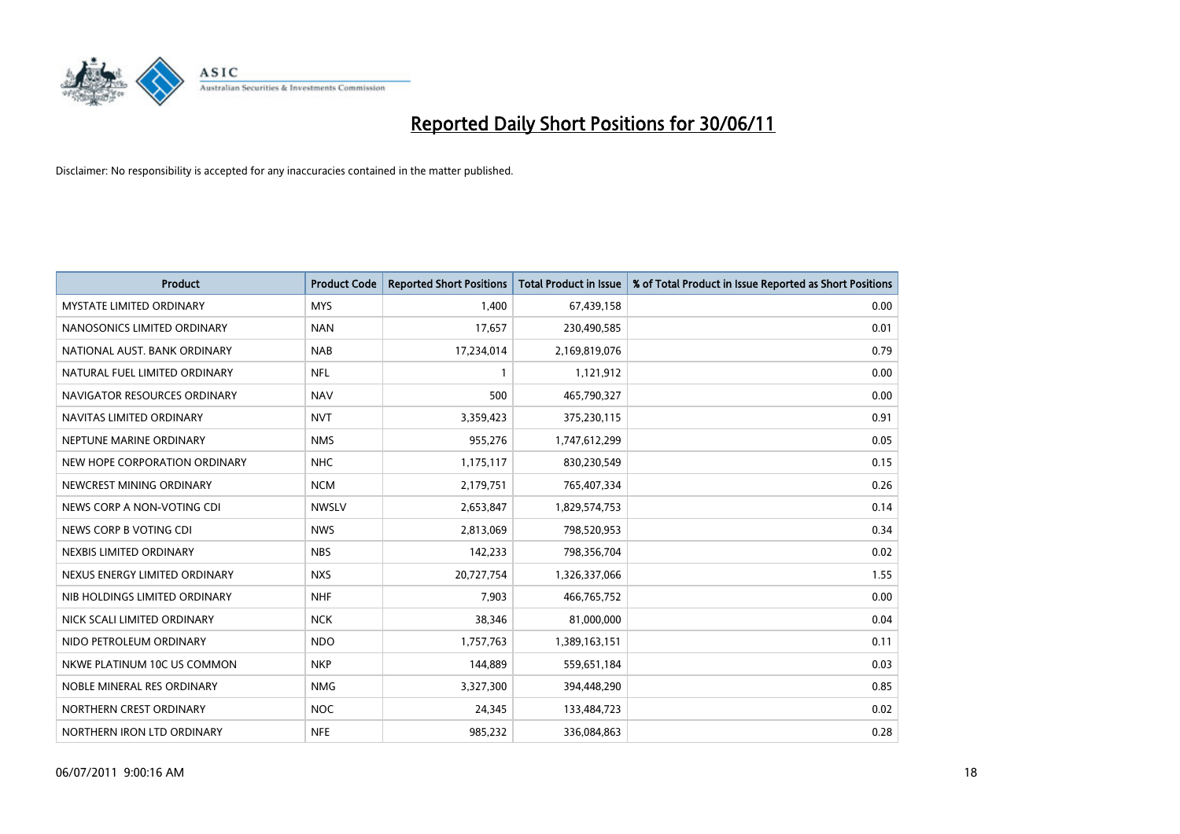# Reported Daily Short Positions for 30/06/11

Disclaimer: No responsibility is accepted for any inaccuracies contained in the matter published.

| Product | Product Code | Reported Short Positions | Total Product in Issue | % of Total Product in Issue Reported as Short Positions |
|---|---|---|---|---|
| MYSTATE LIMITED ORDINARY | MYS | 1,400 | 67,439,158 | 0.00 |
| NANOSONICS LIMITED ORDINARY | NAN | 17,657 | 230,490,585 | 0.01 |
| NATIONAL AUST. BANK ORDINARY | NAB | 17,234,014 | 2,169,819,076 | 0.79 |
| NATURAL FUEL LIMITED ORDINARY | NFL | 1 | 1,121,912 | 0.00 |
| NAVIGATOR RESOURCES ORDINARY | NAV | 500 | 465,790,327 | 0.00 |
| NAVITAS LIMITED ORDINARY | NVT | 3,359,423 | 375,230,115 | 0.91 |
| NEPTUNE MARINE ORDINARY | NMS | 955,276 | 1,747,612,299 | 0.05 |
| NEW HOPE CORPORATION ORDINARY | NHC | 1,175,117 | 830,230,549 | 0.15 |
| NEWCREST MINING ORDINARY | NCM | 2,179,751 | 765,407,334 | 0.26 |
| NEWS CORP A NON-VOTING CDI | NWSLV | 2,653,847 | 1,829,574,753 | 0.14 |
| NEWS CORP B VOTING CDI | NWS | 2,813,069 | 798,520,953 | 0.34 |
| NEXBIS LIMITED ORDINARY | NBS | 142,233 | 798,356,704 | 0.02 |
| NEXUS ENERGY LIMITED ORDINARY | NXS | 20,727,754 | 1,326,337,066 | 1.55 |
| NIB HOLDINGS LIMITED ORDINARY | NHF | 7,903 | 466,765,752 | 0.00 |
| NICK SCALI LIMITED ORDINARY | NCK | 38,346 | 81,000,000 | 0.04 |
| NIDO PETROLEUM ORDINARY | NDO | 1,757,763 | 1,389,163,151 | 0.11 |
| NKWE PLATINUM 10C US COMMON | NKP | 144,889 | 559,651,184 | 0.03 |
| NOBLE MINERAL RES ORDINARY | NMG | 3,327,300 | 394,448,290 | 0.85 |
| NORTHERN CREST ORDINARY | NOC | 24,345 | 133,484,723 | 0.02 |
| NORTHERN IRON LTD ORDINARY | NFE | 985,232 | 336,084,863 | 0.28 |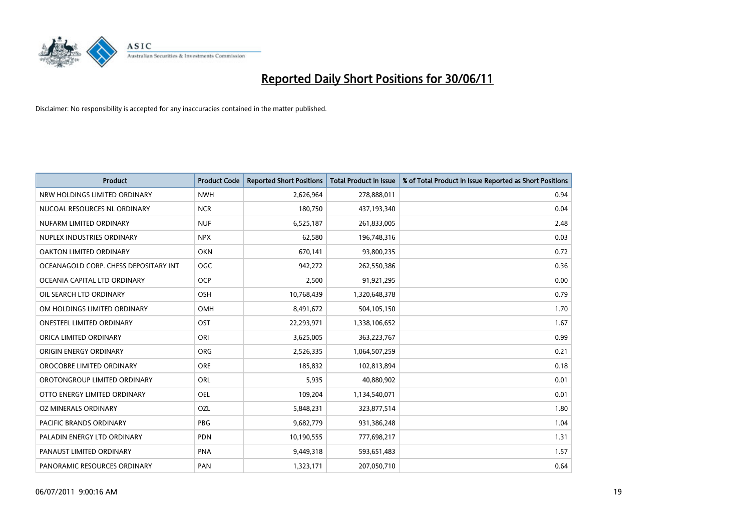# Reported Daily Short Positions for 30/06/11

Disclaimer: No responsibility is accepted for any inaccuracies contained in the matter published.

| Product | Product Code | Reported Short Positions | Total Product in Issue | % of Total Product in Issue Reported as Short Positions |
| --- | --- | --- | --- | --- |
| NRW HOLDINGS LIMITED ORDINARY | NWH | 2,626,964 | 278,888,011 | 0.94 |
| NUCOAL RESOURCES NL ORDINARY | NCR | 180,750 | 437,193,340 | 0.04 |
| NUFARM LIMITED ORDINARY | NUF | 6,525,187 | 261,833,005 | 2.48 |
| NUPLEX INDUSTRIES ORDINARY | NPX | 62,580 | 196,748,316 | 0.03 |
| OAKTON LIMITED ORDINARY | OKN | 670,141 | 93,800,235 | 0.72 |
| OCEANAGOLD CORP. CHESS DEPOSITARY INT | OGC | 942,272 | 262,550,386 | 0.36 |
| OCEANIA CAPITAL LTD ORDINARY | OCP | 2,500 | 91,921,295 | 0.00 |
| OIL SEARCH LTD ORDINARY | OSH | 10,768,439 | 1,320,648,378 | 0.79 |
| OM HOLDINGS LIMITED ORDINARY | OMH | 8,491,672 | 504,105,150 | 1.70 |
| ONESTEEL LIMITED ORDINARY | OST | 22,293,971 | 1,338,106,652 | 1.67 |
| ORICA LIMITED ORDINARY | ORI | 3,625,005 | 363,223,767 | 0.99 |
| ORIGIN ENERGY ORDINARY | ORG | 2,526,335 | 1,064,507,259 | 0.21 |
| OROCOBRE LIMITED ORDINARY | ORE | 185,832 | 102,813,894 | 0.18 |
| OROTONGROUP LIMITED ORDINARY | ORL | 5,935 | 40,880,902 | 0.01 |
| OTTO ENERGY LIMITED ORDINARY | OEL | 109,204 | 1,134,540,071 | 0.01 |
| OZ MINERALS ORDINARY | OZL | 5,848,231 | 323,877,514 | 1.80 |
| PACIFIC BRANDS ORDINARY | PBG | 9,682,779 | 931,386,248 | 1.04 |
| PALADIN ENERGY LTD ORDINARY | PDN | 10,190,555 | 777,698,217 | 1.31 |
| PANAUST LIMITED ORDINARY | PNA | 9,449,318 | 593,651,483 | 1.57 |
| PANORAMIC RESOURCES ORDINARY | PAN | 1,323,171 | 207,050,710 | 0.64 |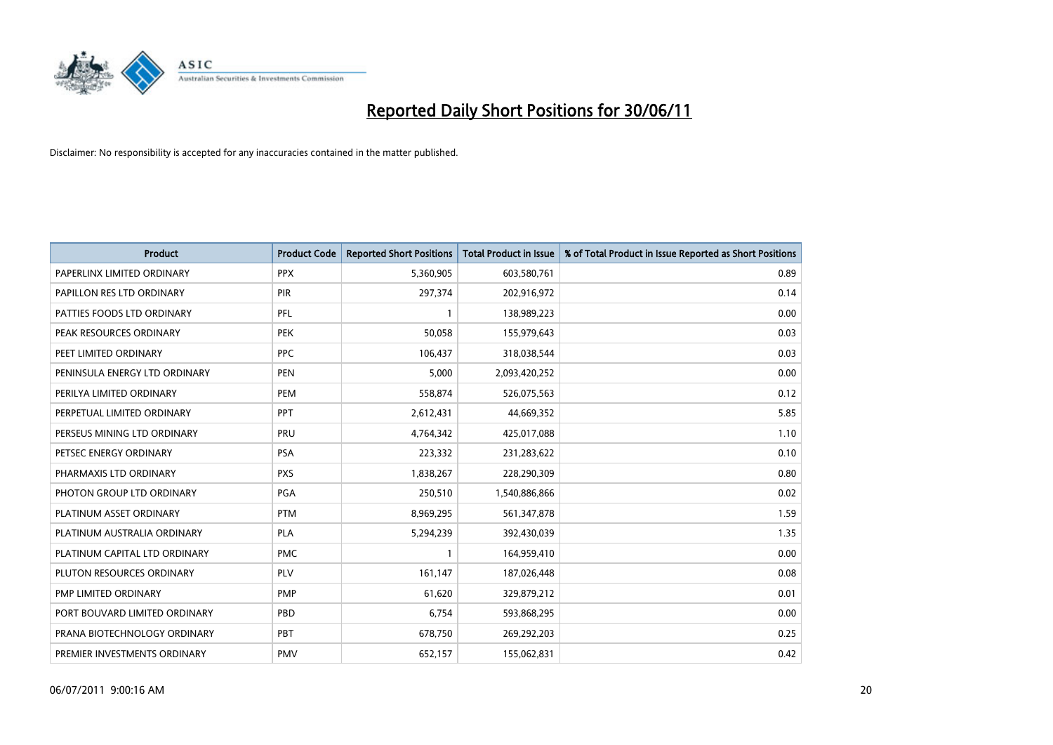# Reported Daily Short Positions for 30/06/11

Disclaimer: No responsibility is accepted for any inaccuracies contained in the matter published.

| Product | Product Code | Reported Short Positions | Total Product in Issue | % of Total Product in Issue Reported as Short Positions |
|---|---|---|---|---|
| PAPERLINX LIMITED ORDINARY | PPX | 5,360,905 | 603,580,761 | 0.89 |
| PAPILLON RES LTD ORDINARY | PIR | 297,374 | 202,916,972 | 0.14 |
| PATTIES FOODS LTD ORDINARY | PFL | 1 | 138,989,223 | 0.00 |
| PEAK RESOURCES ORDINARY | PEK | 50,058 | 155,979,643 | 0.03 |
| PEET LIMITED ORDINARY | PPC | 106,437 | 318,038,544 | 0.03 |
| PENINSULA ENERGY LTD ORDINARY | PEN | 5,000 | 2,093,420,252 | 0.00 |
| PERILYA LIMITED ORDINARY | PEM | 558,874 | 526,075,563 | 0.12 |
| PERPETUAL LIMITED ORDINARY | PPT | 2,612,431 | 44,669,352 | 5.85 |
| PERSEUS MINING LTD ORDINARY | PRU | 4,764,342 | 425,017,088 | 1.10 |
| PETSEC ENERGY ORDINARY | PSA | 223,332 | 231,283,622 | 0.10 |
| PHARMAXIS LTD ORDINARY | PXS | 1,838,267 | 228,290,309 | 0.80 |
| PHOTON GROUP LTD ORDINARY | PGA | 250,510 | 1,540,886,866 | 0.02 |
| PLATINUM ASSET ORDINARY | PTM | 8,969,295 | 561,347,878 | 1.59 |
| PLATINUM AUSTRALIA ORDINARY | PLA | 5,294,239 | 392,430,039 | 1.35 |
| PLATINUM CAPITAL LTD ORDINARY | PMC | 1 | 164,959,410 | 0.00 |
| PLUTON RESOURCES ORDINARY | PLV | 161,147 | 187,026,448 | 0.08 |
| PMP LIMITED ORDINARY | PMP | 61,620 | 329,879,212 | 0.01 |
| PORT BOUVARD LIMITED ORDINARY | PBD | 6,754 | 593,868,295 | 0.00 |
| PRANA BIOTECHNOLOGY ORDINARY | PBT | 678,750 | 269,292,203 | 0.25 |
| PREMIER INVESTMENTS ORDINARY | PMV | 652,157 | 155,062,831 | 0.42 |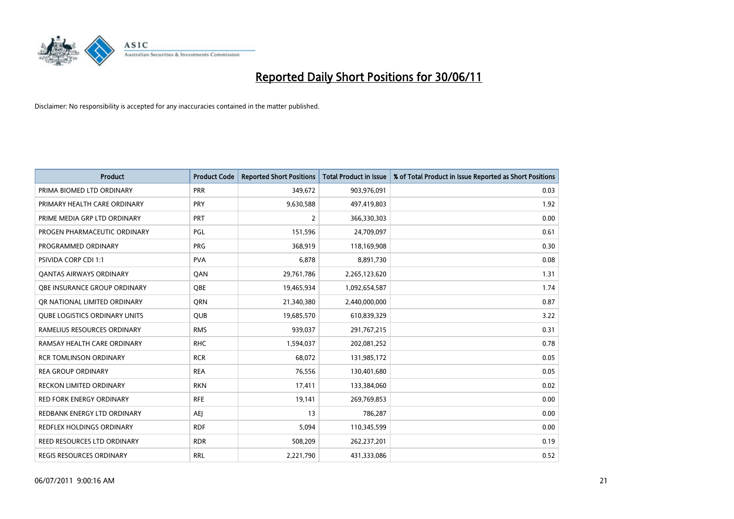# Reported Daily Short Positions for 30/06/11

Disclaimer: No responsibility is accepted for any inaccuracies contained in the matter published.

| Product | Product Code | Reported Short Positions | Total Product in Issue | % of Total Product in Issue Reported as Short Positions |
|---|---|---|---|---|
| PRIMA BIOMED LTD ORDINARY | PRR | 349,672 | 903,976,091 | 0.03 |
| PRIMARY HEALTH CARE ORDINARY | PRY | 9,630,588 | 497,419,803 | 1.92 |
| PRIME MEDIA GRP LTD ORDINARY | PRT | 2 | 366,330,303 | 0.00 |
| PROGEN PHARMACEUTIC ORDINARY | PGL | 151,596 | 24,709,097 | 0.61 |
| PROGRAMMED ORDINARY | PRG | 368,919 | 118,169,908 | 0.30 |
| PSIVIDA CORP CDI 1:1 | PVA | 6,878 | 8,891,730 | 0.08 |
| QANTAS AIRWAYS ORDINARY | QAN | 29,761,786 | 2,265,123,620 | 1.31 |
| QBE INSURANCE GROUP ORDINARY | QBE | 19,465,934 | 1,092,654,587 | 1.74 |
| QR NATIONAL LIMITED ORDINARY | QRN | 21,340,380 | 2,440,000,000 | 0.87 |
| QUBE LOGISTICS ORDINARY UNITS | QUB | 19,685,570 | 610,839,329 | 3.22 |
| RAMELIUS RESOURCES ORDINARY | RMS | 939,037 | 291,767,215 | 0.31 |
| RAMSAY HEALTH CARE ORDINARY | RHC | 1,594,037 | 202,081,252 | 0.78 |
| RCR TOMLINSON ORDINARY | RCR | 68,072 | 131,985,172 | 0.05 |
| REA GROUP ORDINARY | REA | 76,556 | 130,401,680 | 0.05 |
| RECKON LIMITED ORDINARY | RKN | 17,411 | 133,384,060 | 0.02 |
| RED FORK ENERGY ORDINARY | RFE | 19,141 | 269,769,853 | 0.00 |
| REDBANK ENERGY LTD ORDINARY | AEJ | 13 | 786,287 | 0.00 |
| REDFLEX HOLDINGS ORDINARY | RDF | 5,094 | 110,345,599 | 0.00 |
| REED RESOURCES LTD ORDINARY | RDR | 508,209 | 262,237,201 | 0.19 |
| REGIS RESOURCES ORDINARY | RRL | 2,221,790 | 431,333,086 | 0.52 |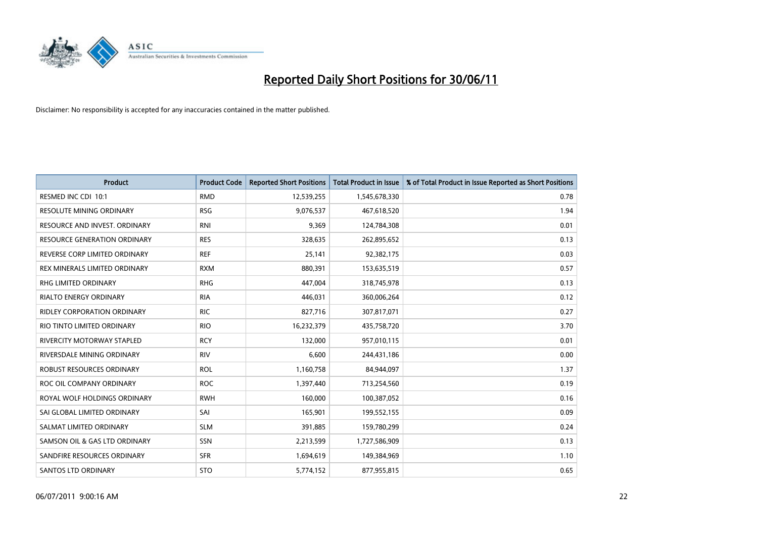# Reported Daily Short Positions for 30/06/11

Disclaimer: No responsibility is accepted for any inaccuracies contained in the matter published.

| Product | Product Code | Reported Short Positions | Total Product in Issue | % of Total Product in Issue Reported as Short Positions |
|---|---|---|---|---|
| RESMED INC CDI 10:1 | RMD | 12,539,255 | 1,545,678,330 | 0.78 |
| RESOLUTE MINING ORDINARY | RSG | 9,076,537 | 467,618,520 | 1.94 |
| RESOURCE AND INVEST. ORDINARY | RNI | 9,369 | 124,784,308 | 0.01 |
| RESOURCE GENERATION ORDINARY | RES | 328,635 | 262,895,652 | 0.13 |
| REVERSE CORP LIMITED ORDINARY | REF | 25,141 | 92,382,175 | 0.03 |
| REX MINERALS LIMITED ORDINARY | RXM | 880,391 | 153,635,519 | 0.57 |
| RHG LIMITED ORDINARY | RHG | 447,004 | 318,745,978 | 0.13 |
| RIALTO ENERGY ORDINARY | RIA | 446,031 | 360,006,264 | 0.12 |
| RIDLEY CORPORATION ORDINARY | RIC | 827,716 | 307,817,071 | 0.27 |
| RIO TINTO LIMITED ORDINARY | RIO | 16,232,379 | 435,758,720 | 3.70 |
| RIVERCITY MOTORWAY STAPLED | RCY | 132,000 | 957,010,115 | 0.01 |
| RIVERSDALE MINING ORDINARY | RIV | 6,600 | 244,431,186 | 0.00 |
| ROBUST RESOURCES ORDINARY | ROL | 1,160,758 | 84,944,097 | 1.37 |
| ROC OIL COMPANY ORDINARY | ROC | 1,397,440 | 713,254,560 | 0.19 |
| ROYAL WOLF HOLDINGS ORDINARY | RWH | 160,000 | 100,387,052 | 0.16 |
| SAI GLOBAL LIMITED ORDINARY | SAI | 165,901 | 199,552,155 | 0.09 |
| SALMAT LIMITED ORDINARY | SLM | 391,885 | 159,780,299 | 0.24 |
| SAMSON OIL & GAS LTD ORDINARY | SSN | 2,213,599 | 1,727,586,909 | 0.13 |
| SANDFIRE RESOURCES ORDINARY | SFR | 1,694,619 | 149,384,969 | 1.10 |
| SANTOS LTD ORDINARY | STO | 5,774,152 | 877,955,815 | 0.65 |

06/07/2011 9:00:16 AM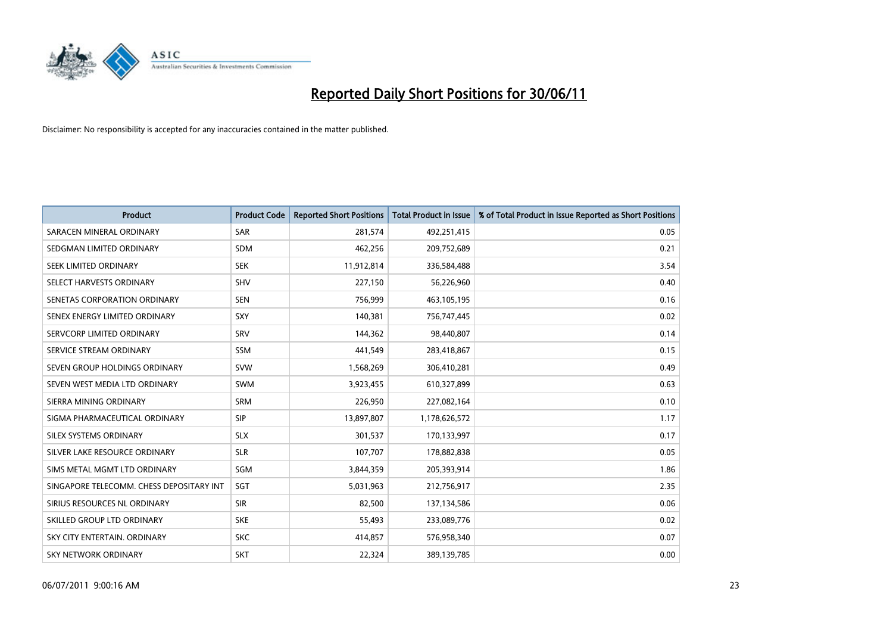# Reported Daily Short Positions for 30/06/11

Disclaimer: No responsibility is accepted for any inaccuracies contained in the matter published.

| Product | Product Code | Reported Short Positions | Total Product in Issue | % of Total Product in Issue Reported as Short Positions |
|---|---|---|---|---|
| SARACEN MINERAL ORDINARY | SAR | 281,574 | 492,251,415 | 0.05 |
| SEDGMAN LIMITED ORDINARY | SDM | 462,256 | 209,752,689 | 0.21 |
| SEEK LIMITED ORDINARY | SEK | 11,912,814 | 336,584,488 | 3.54 |
| SELECT HARVESTS ORDINARY | SHV | 227,150 | 56,226,960 | 0.40 |
| SENETAS CORPORATION ORDINARY | SEN | 756,999 | 463,105,195 | 0.16 |
| SENEX ENERGY LIMITED ORDINARY | SXY | 140,381 | 756,747,445 | 0.02 |
| SERVCORP LIMITED ORDINARY | SRV | 144,362 | 98,440,807 | 0.14 |
| SERVICE STREAM ORDINARY | SSM | 441,549 | 283,418,867 | 0.15 |
| SEVEN GROUP HOLDINGS ORDINARY | SVW | 1,568,269 | 306,410,281 | 0.49 |
| SEVEN WEST MEDIA LTD ORDINARY | SWM | 3,923,455 | 610,327,899 | 0.63 |
| SIERRA MINING ORDINARY | SRM | 226,950 | 227,082,164 | 0.10 |
| SIGMA PHARMACEUTICAL ORDINARY | SIP | 13,897,807 | 1,178,626,572 | 1.17 |
| SILEX SYSTEMS ORDINARY | SLX | 301,537 | 170,133,997 | 0.17 |
| SILVER LAKE RESOURCE ORDINARY | SLR | 107,707 | 178,882,838 | 0.05 |
| SIMS METAL MGMT LTD ORDINARY | SGM | 3,844,359 | 205,393,914 | 1.86 |
| SINGAPORE TELECOMM. CHESS DEPOSITARY INT | SGT | 5,031,963 | 212,756,917 | 2.35 |
| SIRIUS RESOURCES NL ORDINARY | SIR | 82,500 | 137,134,586 | 0.06 |
| SKILLED GROUP LTD ORDINARY | SKE | 55,493 | 233,089,776 | 0.02 |
| SKY CITY ENTERTAIN. ORDINARY | SKC | 414,857 | 576,958,340 | 0.07 |
| SKY NETWORK ORDINARY | SKT | 22,324 | 389,139,785 | 0.00 |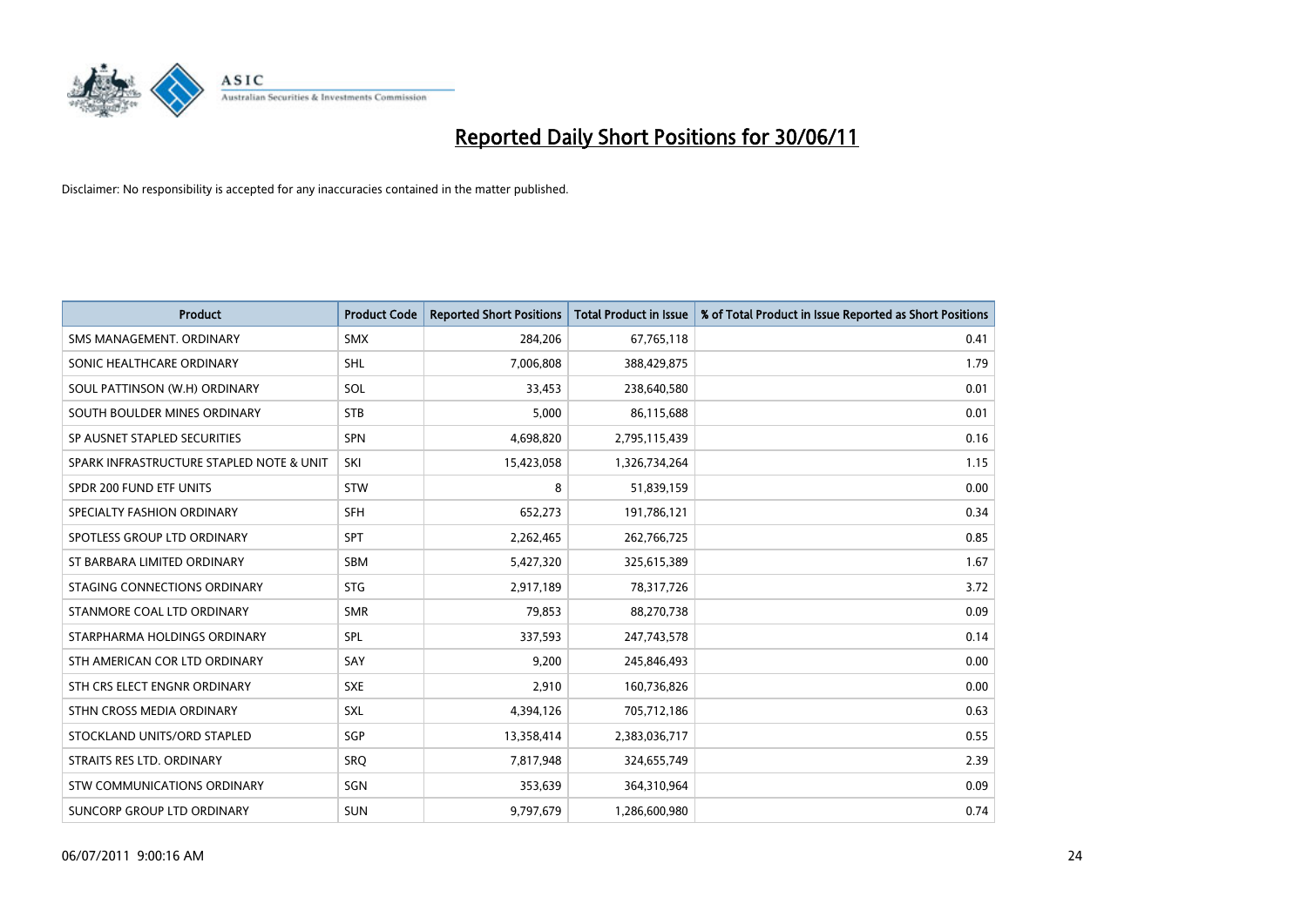# Reported Daily Short Positions for 30/06/11

Disclaimer: No responsibility is accepted for any inaccuracies contained in the matter published.

| Product | Product Code | Reported Short Positions | Total Product in Issue | % of Total Product in Issue Reported as Short Positions |
|---|---|---|---|---|
| SMS MANAGEMENT. ORDINARY | SMX | 284,206 | 67,765,118 | 0.41 |
| SONIC HEALTHCARE ORDINARY | SHL | 7,006,808 | 388,429,875 | 1.79 |
| SOUL PATTINSON (W.H) ORDINARY | SOL | 33,453 | 238,640,580 | 0.01 |
| SOUTH BOULDER MINES ORDINARY | STB | 5,000 | 86,115,688 | 0.01 |
| SP AUSNET STAPLED SECURITIES | SPN | 4,698,820 | 2,795,115,439 | 0.16 |
| SPARK INFRASTRUCTURE STAPLED NOTE & UNIT | SKI | 15,423,058 | 1,326,734,264 | 1.15 |
| SPDR 200 FUND ETF UNITS | STW | 8 | 51,839,159 | 0.00 |
| SPECIALTY FASHION ORDINARY | SFH | 652,273 | 191,786,121 | 0.34 |
| SPOTLESS GROUP LTD ORDINARY | SPT | 2,262,465 | 262,766,725 | 0.85 |
| ST BARBARA LIMITED ORDINARY | SBM | 5,427,320 | 325,615,389 | 1.67 |
| STAGING CONNECTIONS ORDINARY | STG | 2,917,189 | 78,317,726 | 3.72 |
| STANMORE COAL LTD ORDINARY | SMR | 79,853 | 88,270,738 | 0.09 |
| STARPHARMA HOLDINGS ORDINARY | SPL | 337,593 | 247,743,578 | 0.14 |
| STH AMERICAN COR LTD ORDINARY | SAY | 9,200 | 245,846,493 | 0.00 |
| STH CRS ELECT ENGNR ORDINARY | SXE | 2,910 | 160,736,826 | 0.00 |
| STHN CROSS MEDIA ORDINARY | SXL | 4,394,126 | 705,712,186 | 0.63 |
| STOCKLAND UNITS/ORD STAPLED | SGP | 13,358,414 | 2,383,036,717 | 0.55 |
| STRAITS RES LTD. ORDINARY | SRQ | 7,817,948 | 324,655,749 | 2.39 |
| STW COMMUNICATIONS ORDINARY | SGN | 353,639 | 364,310,964 | 0.09 |
| SUNCORP GROUP LTD ORDINARY | SUN | 9,797,679 | 1,286,600,980 | 0.74 |

06/07/2011 9:00:16 AM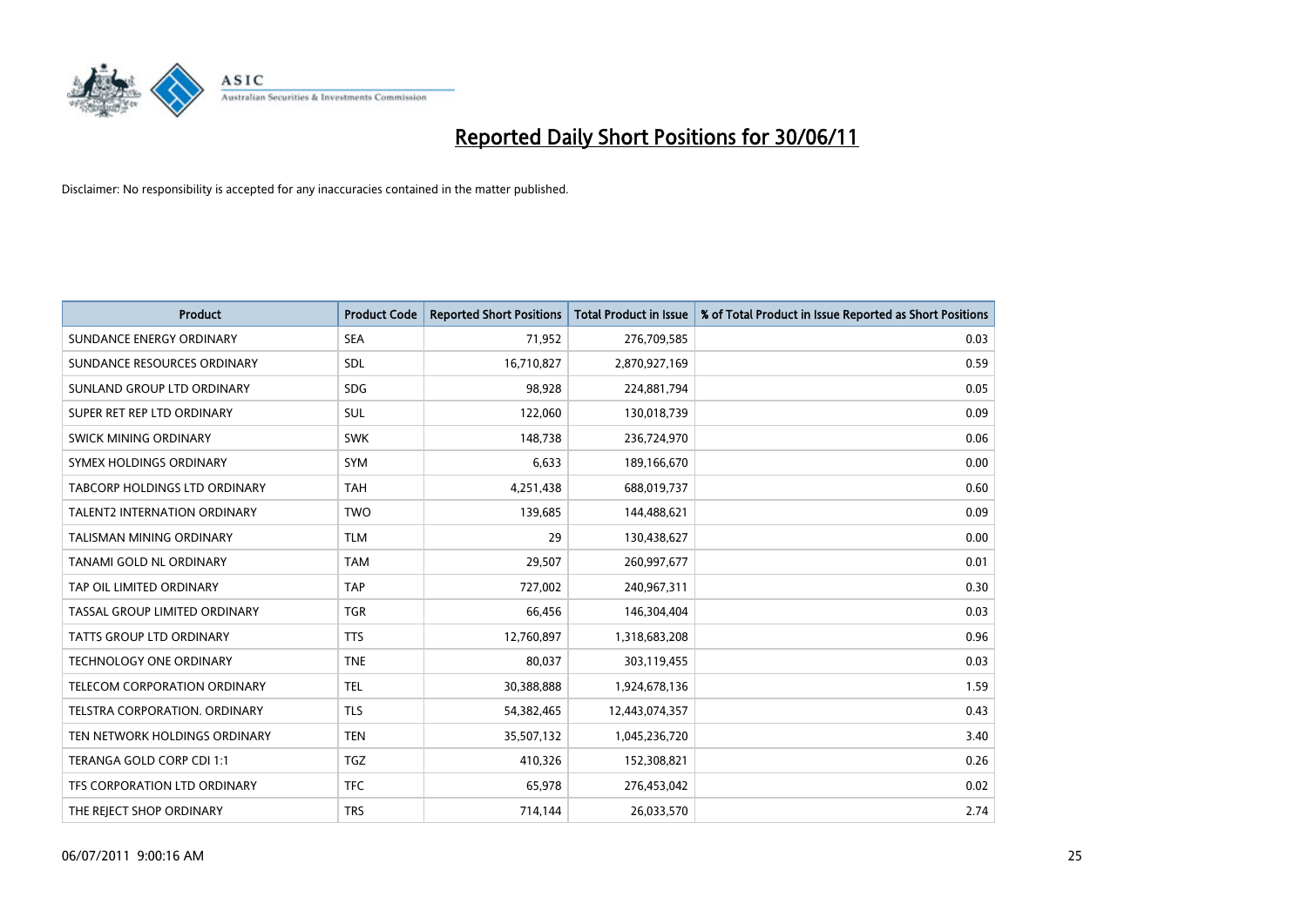# Reported Daily Short Positions for 30/06/11

Disclaimer: No responsibility is accepted for any inaccuracies contained in the matter published.

| Product | Product Code | Reported Short Positions | Total Product in Issue | % of Total Product in Issue Reported as Short Positions |
|---|---|---|---|---|
| SUNDANCE ENERGY ORDINARY | SEA | 71,952 | 276,709,585 | 0.03 |
| SUNDANCE RESOURCES ORDINARY | SDL | 16,710,827 | 2,870,927,169 | 0.59 |
| SUNLAND GROUP LTD ORDINARY | SDG | 98,928 | 224,881,794 | 0.05 |
| SUPER RET REP LTD ORDINARY | SUL | 122,060 | 130,018,739 | 0.09 |
| SWICK MINING ORDINARY | SWK | 148,738 | 236,724,970 | 0.06 |
| SYMEX HOLDINGS ORDINARY | SYM | 6,633 | 189,166,670 | 0.00 |
| TABCORP HOLDINGS LTD ORDINARY | TAH | 4,251,438 | 688,019,737 | 0.60 |
| TALENT2 INTERNATION ORDINARY | TWO | 139,685 | 144,488,621 | 0.09 |
| TALISMAN MINING ORDINARY | TLM | 29 | 130,438,627 | 0.00 |
| TANAMI GOLD NL ORDINARY | TAM | 29,507 | 260,997,677 | 0.01 |
| TAP OIL LIMITED ORDINARY | TAP | 727,002 | 240,967,311 | 0.30 |
| TASSAL GROUP LIMITED ORDINARY | TGR | 66,456 | 146,304,404 | 0.03 |
| TATTS GROUP LTD ORDINARY | TTS | 12,760,897 | 1,318,683,208 | 0.96 |
| TECHNOLOGY ONE ORDINARY | TNE | 80,037 | 303,119,455 | 0.03 |
| TELECOM CORPORATION ORDINARY | TEL | 30,388,888 | 1,924,678,136 | 1.59 |
| TELSTRA CORPORATION. ORDINARY | TLS | 54,382,465 | 12,443,074,357 | 0.43 |
| TEN NETWORK HOLDINGS ORDINARY | TEN | 35,507,132 | 1,045,236,720 | 3.40 |
| TERANGA GOLD CORP CDI 1:1 | TGZ | 410,326 | 152,308,821 | 0.26 |
| TFS CORPORATION LTD ORDINARY | TFC | 65,978 | 276,453,042 | 0.02 |
| THE REJECT SHOP ORDINARY | TRS | 714,144 | 26,033,570 | 2.74 |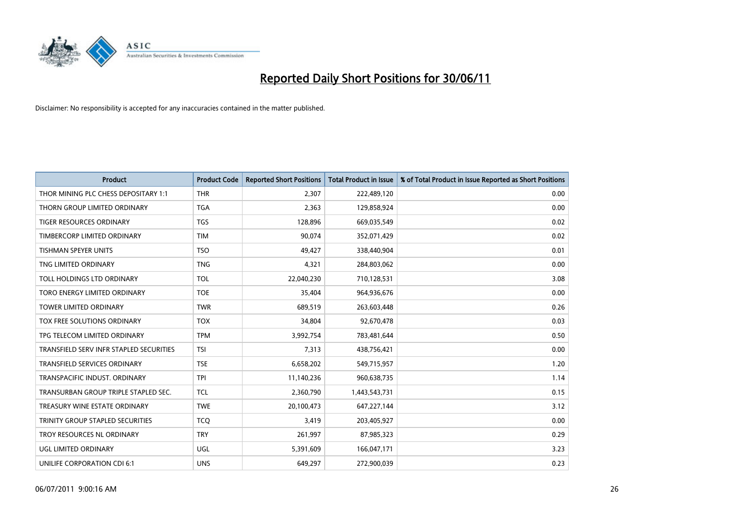# Reported Daily Short Positions for 30/06/11

Disclaimer: No responsibility is accepted for any inaccuracies contained in the matter published.

| Product | Product Code | Reported Short Positions | Total Product in Issue | % of Total Product in Issue Reported as Short Positions |
|---|---|---|---|---|
| THOR MINING PLC CHESS DEPOSITARY 1:1 | THR | 2,307 | 222,489,120 | 0.00 |
| THORN GROUP LIMITED ORDINARY | TGA | 2,363 | 129,858,924 | 0.00 |
| TIGER RESOURCES ORDINARY | TGS | 128,896 | 669,035,549 | 0.02 |
| TIMBERCORP LIMITED ORDINARY | TIM | 90,074 | 352,071,429 | 0.02 |
| TISHMAN SPEYER UNITS | TSO | 49,427 | 338,440,904 | 0.01 |
| TNG LIMITED ORDINARY | TNG | 4,321 | 284,803,062 | 0.00 |
| TOLL HOLDINGS LTD ORDINARY | TOL | 22,040,230 | 710,128,531 | 3.08 |
| TORO ENERGY LIMITED ORDINARY | TOE | 35,404 | 964,936,676 | 0.00 |
| TOWER LIMITED ORDINARY | TWR | 689,519 | 263,603,448 | 0.26 |
| TOX FREE SOLUTIONS ORDINARY | TOX | 34,804 | 92,670,478 | 0.03 |
| TPG TELECOM LIMITED ORDINARY | TPM | 3,992,754 | 783,481,644 | 0.50 |
| TRANSFIELD SERV INFR STAPLED SECURITIES | TSI | 7,313 | 438,756,421 | 0.00 |
| TRANSFIELD SERVICES ORDINARY | TSE | 6,658,202 | 549,715,957 | 1.20 |
| TRANSPACIFIC INDUST. ORDINARY | TPI | 11,140,236 | 960,638,735 | 1.14 |
| TRANSURBAN GROUP TRIPLE STAPLED SEC. | TCL | 2,360,790 | 1,443,543,731 | 0.15 |
| TREASURY WINE ESTATE ORDINARY | TWE | 20,100,473 | 647,227,144 | 3.12 |
| TRINITY GROUP STAPLED SECURITIES | TCQ | 3,419 | 203,405,927 | 0.00 |
| TROY RESOURCES NL ORDINARY | TRY | 261,997 | 87,985,323 | 0.29 |
| UGL LIMITED ORDINARY | UGL | 5,391,609 | 166,047,171 | 3.23 |
| UNILIFE CORPORATION CDI 6:1 | UNS | 649,297 | 272,900,039 | 0.23 |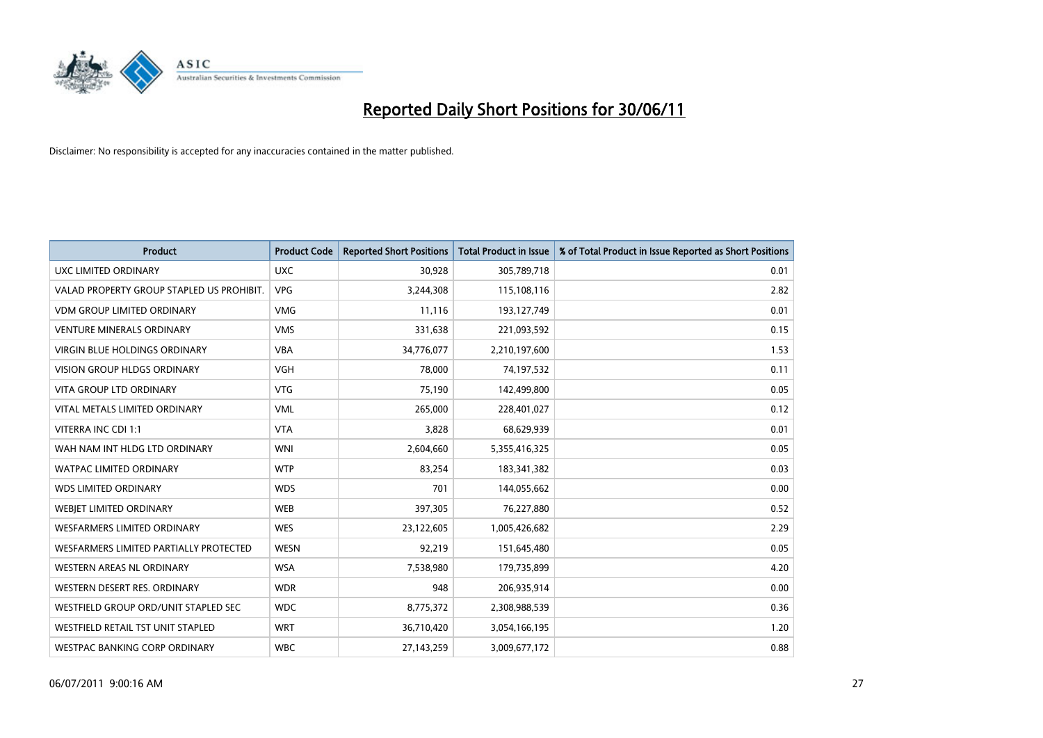# Reported Daily Short Positions for 30/06/11

Disclaimer: No responsibility is accepted for any inaccuracies contained in the matter published.

| Product | Product Code | Reported Short Positions | Total Product in Issue | % of Total Product in Issue Reported as Short Positions |
|---|---|---|---|---|
| UXC LIMITED ORDINARY | UXC | 30,928 | 305,789,718 | 0.01 |
| VALAD PROPERTY GROUP STAPLED US PROHIBIT. | VPG | 3,244,308 | 115,108,116 | 2.82 |
| VDM GROUP LIMITED ORDINARY | VMG | 11,116 | 193,127,749 | 0.01 |
| VENTURE MINERALS ORDINARY | VMS | 331,638 | 221,093,592 | 0.15 |
| VIRGIN BLUE HOLDINGS ORDINARY | VBA | 34,776,077 | 2,210,197,600 | 1.53 |
| VISION GROUP HLDGS ORDINARY | VGH | 78,000 | 74,197,532 | 0.11 |
| VITA GROUP LTD ORDINARY | VTG | 75,190 | 142,499,800 | 0.05 |
| VITAL METALS LIMITED ORDINARY | VML | 265,000 | 228,401,027 | 0.12 |
| VITERRA INC CDI 1:1 | VTA | 3,828 | 68,629,939 | 0.01 |
| WAH NAM INT HLDG LTD ORDINARY | WNI | 2,604,660 | 5,355,416,325 | 0.05 |
| WATPAC LIMITED ORDINARY | WTP | 83,254 | 183,341,382 | 0.03 |
| WDS LIMITED ORDINARY | WDS | 701 | 144,055,662 | 0.00 |
| WEBJET LIMITED ORDINARY | WEB | 397,305 | 76,227,880 | 0.52 |
| WESFARMERS LIMITED ORDINARY | WES | 23,122,605 | 1,005,426,682 | 2.29 |
| WESFARMERS LIMITED PARTIALLY PROTECTED | WESN | 92,219 | 151,645,480 | 0.05 |
| WESTERN AREAS NL ORDINARY | WSA | 7,538,980 | 179,735,899 | 4.20 |
| WESTERN DESERT RES. ORDINARY | WDR | 948 | 206,935,914 | 0.00 |
| WESTFIELD GROUP ORD/UNIT STAPLED SEC | WDC | 8,775,372 | 2,308,988,539 | 0.36 |
| WESTFIELD RETAIL TST UNIT STAPLED | WRT | 36,710,420 | 3,054,166,195 | 1.20 |
| WESTPAC BANKING CORP ORDINARY | WBC | 27,143,259 | 3,009,677,172 | 0.88 |

06/07/2011 9:00:16 AM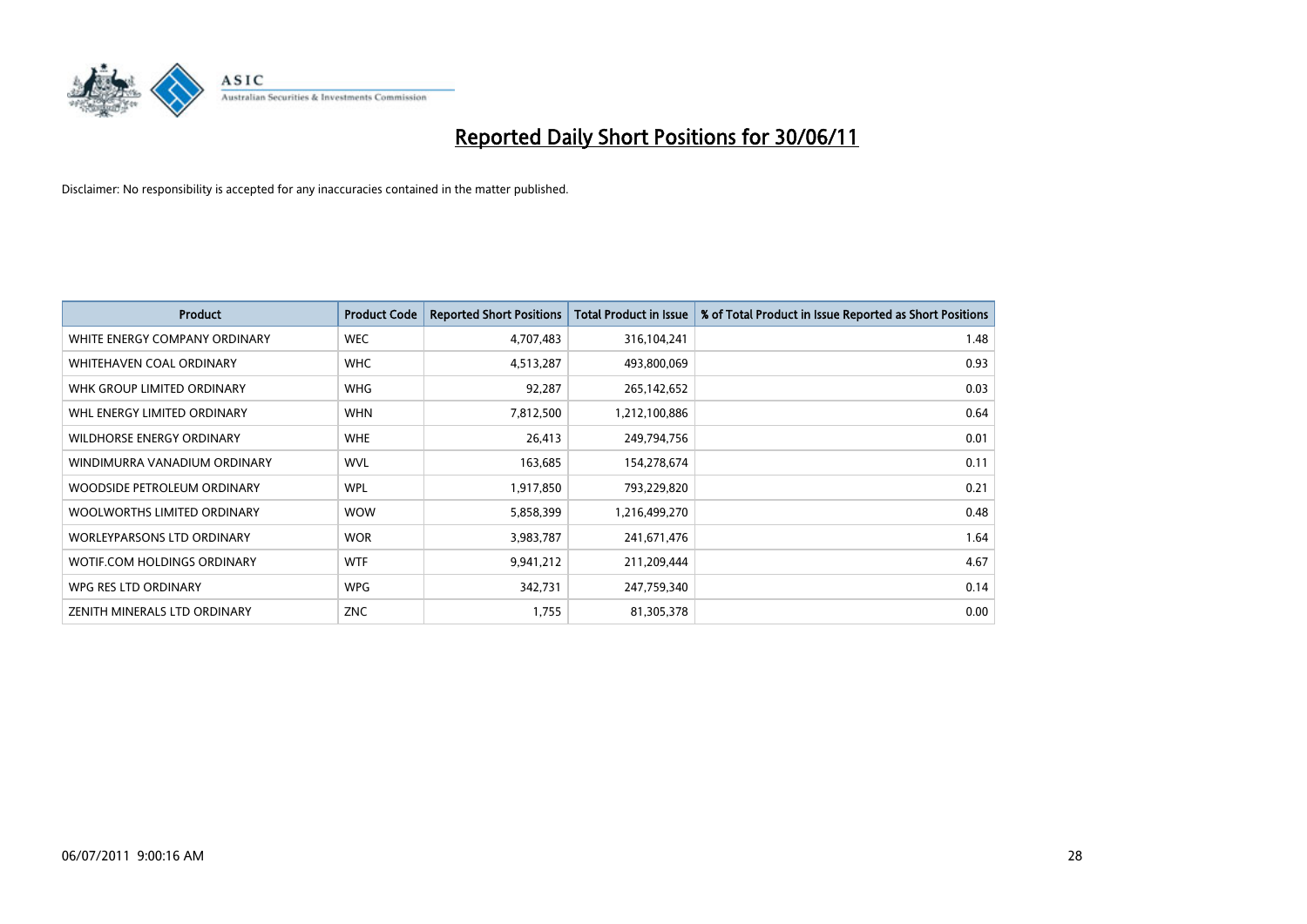# Reported Daily Short Positions for 30/06/11

Disclaimer: No responsibility is accepted for any inaccuracies contained in the matter published.

| Product | Product Code | Reported Short Positions | Total Product in Issue | % of Total Product in Issue Reported as Short Positions |
|---|---|---|---|---|
| WHITE ENERGY COMPANY ORDINARY | WEC | 4,707,483 | 316,104,241 | 1.48 |
| WHITEHAVEN COAL ORDINARY | WHC | 4,513,287 | 493,800,069 | 0.93 |
| WHK GROUP LIMITED ORDINARY | WHG | 92,287 | 265,142,652 | 0.03 |
| WHL ENERGY LIMITED ORDINARY | WHN | 7,812,500 | 1,212,100,886 | 0.64 |
| WILDHORSE ENERGY ORDINARY | WHE | 26,413 | 249,794,756 | 0.01 |
| WINDIMURRA VANADIUM ORDINARY | WVL | 163,685 | 154,278,674 | 0.11 |
| WOODSIDE PETROLEUM ORDINARY | WPL | 1,917,850 | 793,229,820 | 0.21 |
| WOOLWORTHS LIMITED ORDINARY | WOW | 5,858,399 | 1,216,499,270 | 0.48 |
| WORLEYPARSONS LTD ORDINARY | WOR | 3,983,787 | 241,671,476 | 1.64 |
| WOTIF.COM HOLDINGS ORDINARY | WTF | 9,941,212 | 211,209,444 | 4.67 |
| WPG RES LTD ORDINARY | WPG | 342,731 | 247,759,340 | 0.14 |
| ZENITH MINERALS LTD ORDINARY | ZNC | 1,755 | 81,305,378 | 0.00 |